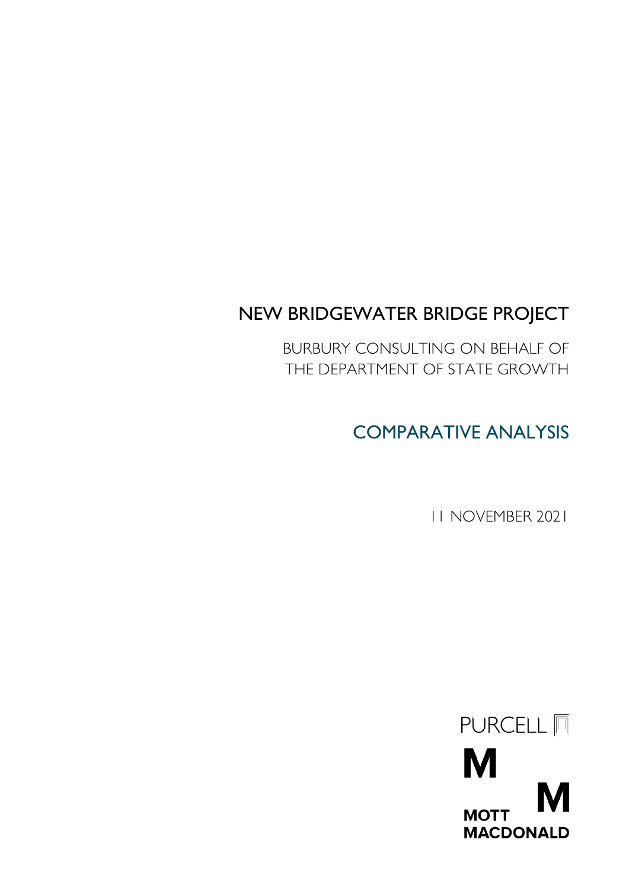# NEW BRIDGEWATER BRIDGE PROJECT

BURBURY CONSULTING ON BEHALF OF THE DEPARTMENT OF STATE GROWTH

## COMPARATIVE ANALYSIS

11 NOVEMBER 2021

PURCELL

MOTT MACDONALD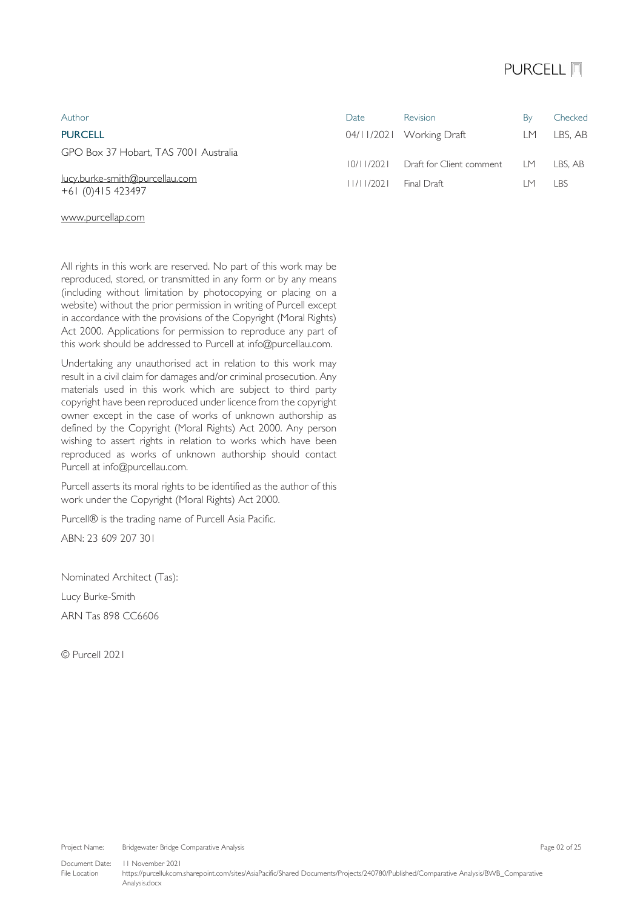PURCELL

Author

**PURCELL**

GPO Box 37 Hobart, TAS 7001 Australia

lucy.burke-smith@purcellau.com
+61 (0)415 423497

www.purcellap.com

| Date | Revision | By | Checked |
|---|---|---|---|
| 04/11/2021 | Working Draft | LM | LBS, AB |
| 10/11/2021 | Draft for Client comment | LM | LBS, AB |
| 11/11/2021 | Final Draft | LM | LBS |

All rights in this work are reserved. No part of this work may be reproduced, stored, or transmitted in any form or by any means (including without limitation by photocopying or placing on a website) without the prior permission in writing of Purcell except in accordance with the provisions of the Copyright (Moral Rights) Act 2000. Applications for permission to reproduce any part of this work should be addressed to Purcell at info@purcellau.com.

Undertaking any unauthorised act in relation to this work may result in a civil claim for damages and/or criminal prosecution. Any materials used in this work which are subject to third party copyright have been reproduced under licence from the copyright owner except in the case of works of unknown authorship as defined by the Copyright (Moral Rights) Act 2000. Any person wishing to assert rights in relation to works which have been reproduced as works of unknown authorship should contact Purcell at info@purcellau.com.

Purcell asserts its moral rights to be identified as the author of this work under the Copyright (Moral Rights) Act 2000.

Purcell® is the trading name of Purcell Asia Pacific.

ABN: 23 609 207 301

Nominated Architect (Tas):

Lucy Burke-Smith

ARN Tas 898 CC6606

© Purcell 2021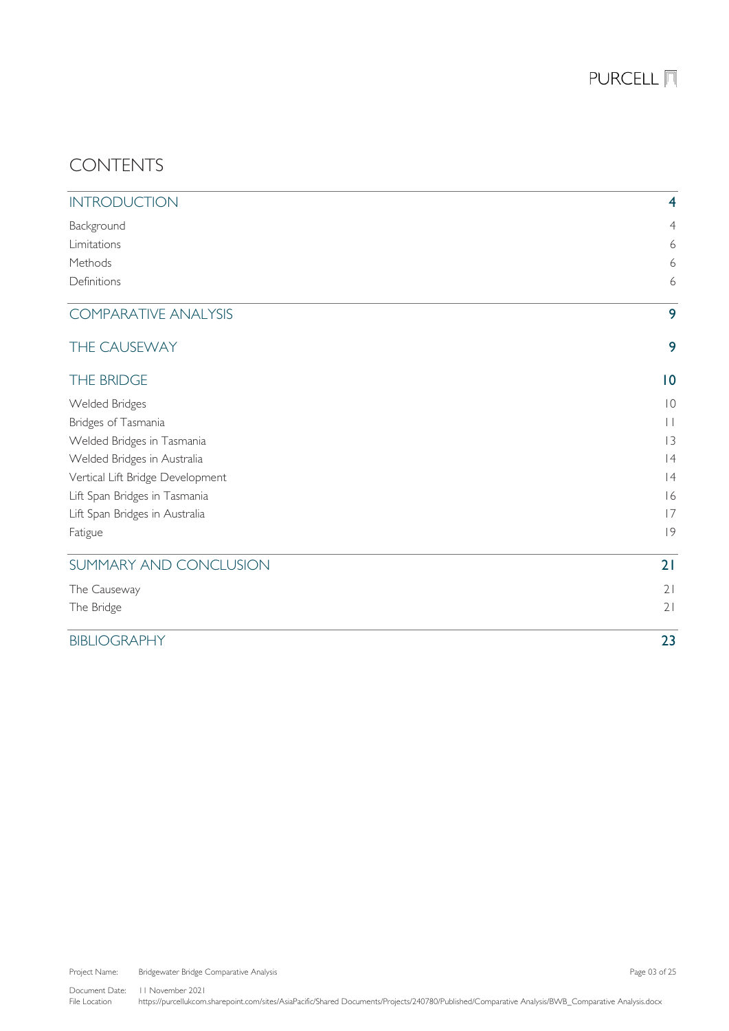# CONTENTS

| | |
|---|---|
| **INTRODUCTION** | **4** |
| Background | 4 |
| Limitations | 6 |
| Methods | 6 |
| Definitions | 6 |
| **COMPARATIVE ANALYSIS** | **9** |
| **THE CAUSEWAY** | **9** |
| **THE BRIDGE** | **10** |
| Welded Bridges | 10 |
| Bridges of Tasmania | 11 |
| Welded Bridges in Tasmania | 13 |
| Welded Bridges in Australia | 14 |
| Vertical Lift Bridge Development | 14 |
| Lift Span Bridges in Tasmania | 16 |
| Lift Span Bridges in Australia | 17 |
| Fatigue | 19 |
| **SUMMARY AND CONCLUSION** | **21** |
| The Causeway | 21 |
| The Bridge | 21 |
| **BIBLIOGRAPHY** | **23** |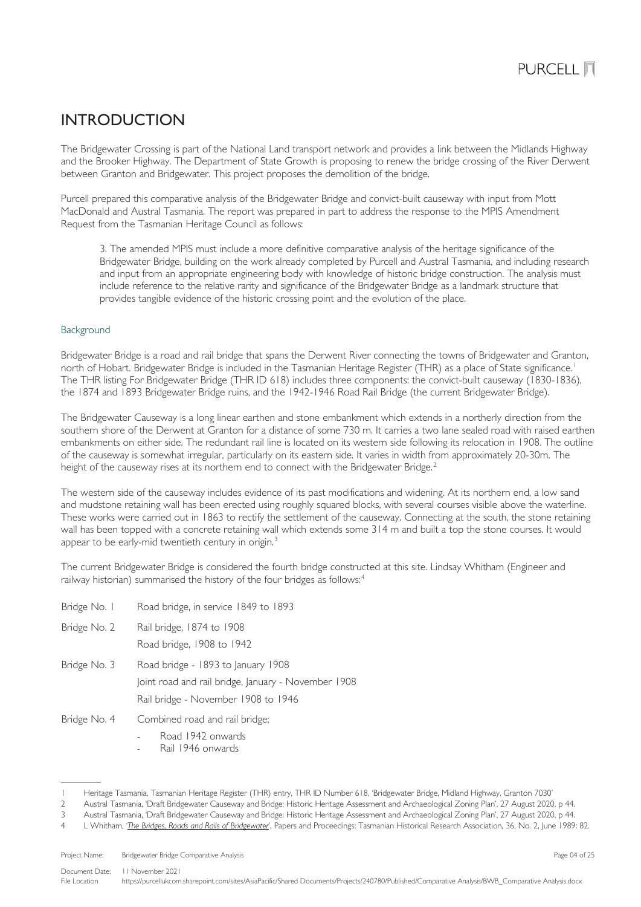# INTRODUCTION

The Bridgewater Crossing is part of the National Land transport network and provides a link between the Midlands Highway and the Brooker Highway. The Department of State Growth is proposing to renew the bridge crossing of the River Derwent between Granton and Bridgewater. This project proposes the demolition of the bridge.

Purcell prepared this comparative analysis of the Bridgewater Bridge and convict-built causeway with input from Mott MacDonald and Austral Tasmania. The report was prepared in part to address the response to the MPIS Amendment Request from the Tasmanian Heritage Council as follows:

> 3. The amended MPIS must include a more definitive comparative analysis of the heritage significance of the Bridgewater Bridge, building on the work already completed by Purcell and Austral Tasmania, and including research and input from an appropriate engineering body with knowledge of historic bridge construction. The analysis must include reference to the relative rarity and significance of the Bridgewater Bridge as a landmark structure that provides tangible evidence of the historic crossing point and the evolution of the place.

## Background

Bridgewater Bridge is a road and rail bridge that spans the Derwent River connecting the towns of Bridgewater and Granton, north of Hobart. Bridgewater Bridge is included in the Tasmanian Heritage Register (THR) as a place of State significance.[1] The THR listing For Bridgewater Bridge (THR ID 618) includes three components: the convict-built causeway (1830-1836), the 1874 and 1893 Bridgewater Bridge ruins, and the 1942-1946 Road Rail Bridge (the current Bridgewater Bridge).

The Bridgewater Causeway is a long linear earthen and stone embankment which extends in a northerly direction from the southern shore of the Derwent at Granton for a distance of some 730 m. It carries a two lane sealed road with raised earthen embankments on either side. The redundant rail line is located on its western side following its relocation in 1908. The outline of the causeway is somewhat irregular, particularly on its eastern side. It varies in width from approximately 20-30m. The height of the causeway rises at its northern end to connect with the Bridgewater Bridge.[2]

The western side of the causeway includes evidence of its past modifications and widening. At its northern end, a low sand and mudstone retaining wall has been erected using roughly squared blocks, with several courses visible above the waterline. These works were carried out in 1863 to rectify the settlement of the causeway. Connecting at the south, the stone retaining wall has been topped with a concrete retaining wall which extends some 314 m and built a top the stone courses. It would appear to be early-mid twentieth century in origin.[3]

The current Bridgewater Bridge is considered the fourth bridge constructed at this site. Lindsay Whitham (Engineer and railway historian) summarised the history of the four bridges as follows:[4]

| | |
|---|---|
| Bridge No. 1 | Road bridge, in service 1849 to 1893 |
| Bridge No. 2 | Rail bridge, 1874 to 1908<br>Road bridge, 1908 to 1942 |
| Bridge No. 3 | Road bridge - 1893 to January 1908<br>Joint road and rail bridge, January - November 1908<br>Rail bridge - November 1908 to 1946 |
| Bridge No. 4 | Combined road and rail bridge;<br>- Road 1942 onwards<br>- Rail 1946 onwards |

---

1 Heritage Tasmania, Tasmanian Heritage Register (THR) entry, THR ID Number 618, 'Bridgewater Bridge, Midland Highway, Granton 7030'

2 Austral Tasmania, 'Draft Bridgewater Causeway and Bridge: Historic Heritage Assessment and Archaeological Zoning Plan', 27 August 2020, p 44.

3 Austral Tasmania, 'Draft Bridgewater Causeway and Bridge: Historic Heritage Assessment and Archaeological Zoning Plan', 27 August 2020, p 44.

4 L Whitham, '*The Bridges, Roads and Rails of Bridgewater*', Papers and Proceedings: Tasmanian Historical Research Association, 36, No. 2, June 1989: 82.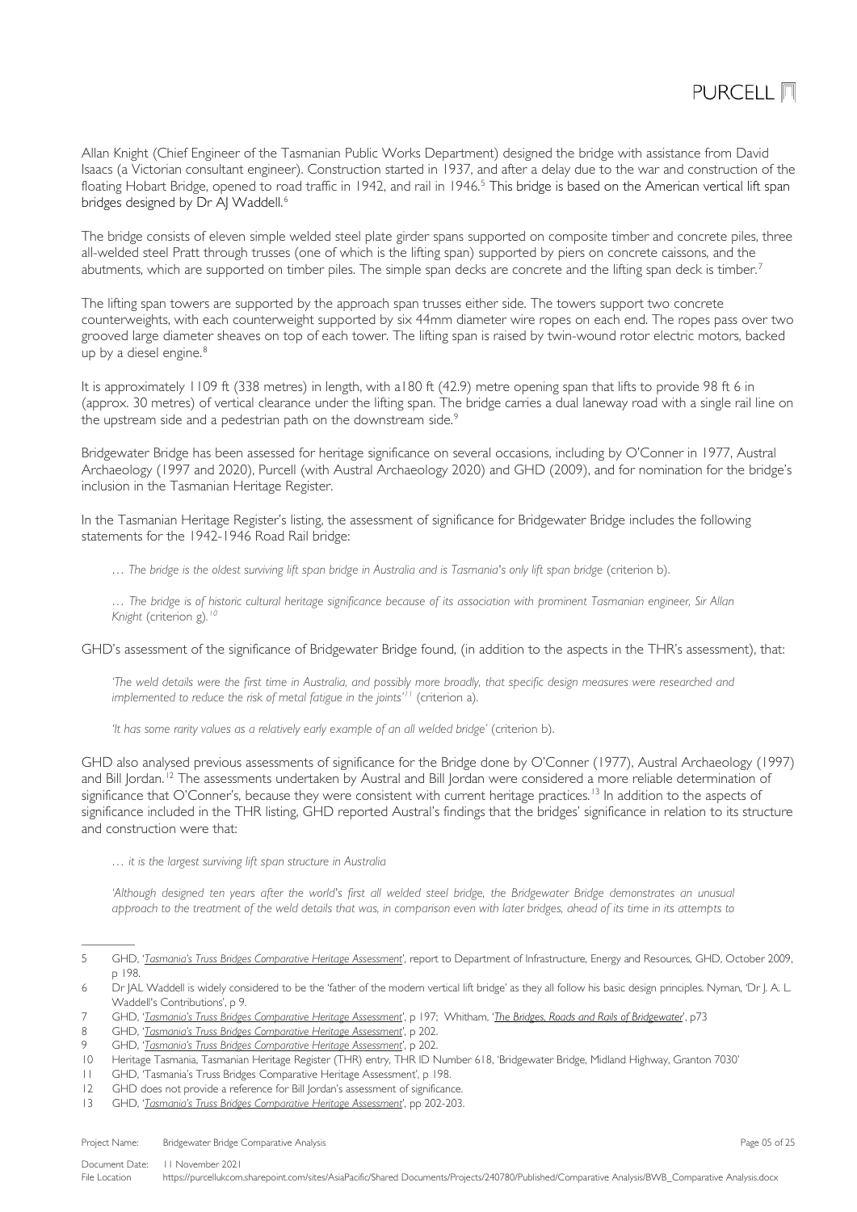Allan Knight (Chief Engineer of the Tasmanian Public Works Department) designed the bridge with assistance from David Isaacs (a Victorian consultant engineer). Construction started in 1937, and after a delay due to the war and construction of the floating Hobart Bridge, opened to road traffic in 1942, and rail in 1946.[5] This bridge is based on the American vertical lift span bridges designed by Dr AJ Waddell.[6]

The bridge consists of eleven simple welded steel plate girder spans supported on composite timber and concrete piles, three all-welded steel Pratt through trusses (one of which is the lifting span) supported by piers on concrete caissons, and the abutments, which are supported on timber piles. The simple span decks are concrete and the lifting span deck is timber.[7]

The lifting span towers are supported by the approach span trusses either side. The towers support two concrete counterweights, with each counterweight supported by six 44mm diameter wire ropes on each end. The ropes pass over two grooved large diameter sheaves on top of each tower. The lifting span is raised by twin-wound rotor electric motors, backed up by a diesel engine.[8]

It is approximately 1109 ft (338 metres) in length, with a180 ft (42.9) metre opening span that lifts to provide 98 ft 6 in (approx. 30 metres) of vertical clearance under the lifting span. The bridge carries a dual laneway road with a single rail line on the upstream side and a pedestrian path on the downstream side.[9]

Bridgewater Bridge has been assessed for heritage significance on several occasions, including by O'Conner in 1977, Austral Archaeology (1997 and 2020), Purcell (with Austral Archaeology 2020) and GHD (2009), and for nomination for the bridge's inclusion in the Tasmanian Heritage Register.

In the Tasmanian Heritage Register's listing, the assessment of significance for Bridgewater Bridge includes the following statements for the 1942-1946 Road Rail bridge:

> *… The bridge is the oldest surviving lift span bridge in Australia and is Tasmania's only lift span bridge* (criterion b).
>
> *… The bridge is of historic cultural heritage significance because of its association with prominent Tasmanian engineer, Sir Allan Knight* (criterion g).[10]

GHD's assessment of the significance of Bridgewater Bridge found, (in addition to the aspects in the THR's assessment), that:

> *'The weld details were the first time in Australia, and possibly more broadly, that specific design measures were researched and implemented to reduce the risk of metal fatigue in the joints'*[11] (criterion a).
>
> *'It has some rarity values as a relatively early example of an all welded bridge'* (criterion b).

GHD also analysed previous assessments of significance for the Bridge done by O'Conner (1977), Austral Archaeology (1997) and Bill Jordan.[12] The assessments undertaken by Austral and Bill Jordan were considered a more reliable determination of significance that O'Conner's, because they were consistent with current heritage practices.[13] In addition to the aspects of significance included in the THR listing, GHD reported Austral's findings that the bridges' significance in relation to its structure and construction were that:

> *… it is the largest surviving lift span structure in Australia*
>
> *'Although designed ten years after the world's first all welded steel bridge, the Bridgewater Bridge demonstrates an unusual approach to the treatment of the weld details that was, in comparison even with later bridges, ahead of its time in its attempts to*

---

5 GHD, '*Tasmania's Truss Bridges Comparative Heritage Assessment*', report to Department of Infrastructure, Energy and Resources, GHD, October 2009, p 198.

6 Dr JAL Waddell is widely considered to be the 'father of the modern vertical lift bridge' as they all follow his basic design principles. Nyman, 'Dr J. A. L. Waddell's Contributions', p 9.

7 GHD, '*Tasmania's Truss Bridges Comparative Heritage Assessment*', p 197; Whitham, '*The Bridges, Roads and Rails of Bridgewater*', p73

8 GHD, '*Tasmania's Truss Bridges Comparative Heritage Assessment*', p 202.

9 GHD, '*Tasmania's Truss Bridges Comparative Heritage Assessment*', p 202.

10 Heritage Tasmania, Tasmanian Heritage Register (THR) entry, THR ID Number 618, 'Bridgewater Bridge, Midland Highway, Granton 7030'

11 GHD, 'Tasmania's Truss Bridges Comparative Heritage Assessment', p 198.

12 GHD does not provide a reference for Bill Jordan's assessment of significance.

13 GHD, '*Tasmania's Truss Bridges Comparative Heritage Assessment*', pp 202-203.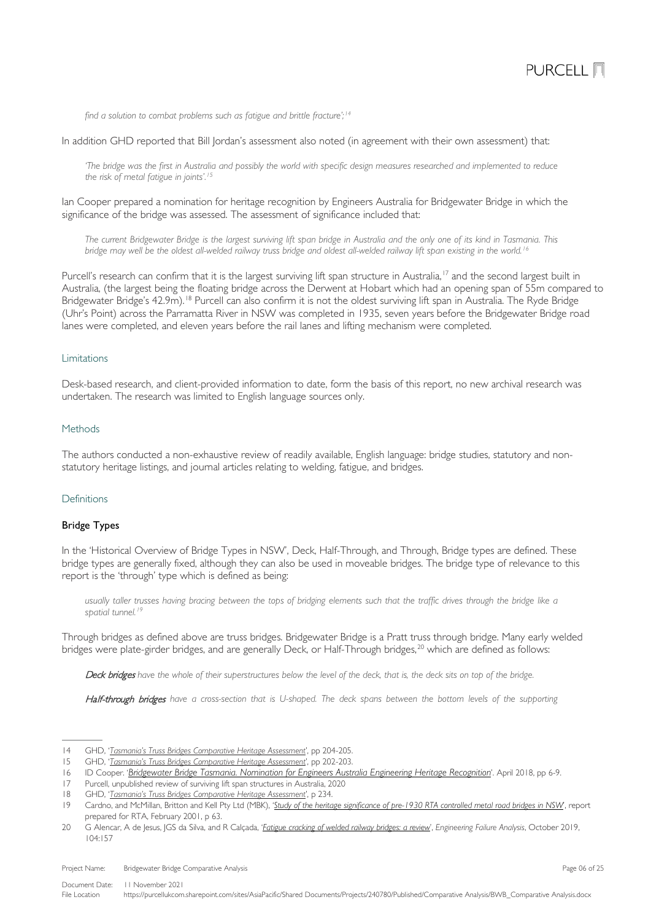*find a solution to combat problems such as fatigue and brittle fracture';*[14]

In addition GHD reported that Bill Jordan's assessment also noted (in agreement with their own assessment) that:

> *'The bridge was the first in Australia and possibly the world with specific design measures researched and implemented to reduce the risk of metal fatigue in joints'.*[15]

Ian Cooper prepared a nomination for heritage recognition by Engineers Australia for Bridgewater Bridge in which the significance of the bridge was assessed. The assessment of significance included that:

> *The current Bridgewater Bridge is the largest surviving lift span bridge in Australia and the only one of its kind in Tasmania. This bridge may well be the oldest all-welded railway truss bridge and oldest all-welded railway lift span existing in the world.*[16]

Purcell's research can confirm that it is the largest surviving lift span structure in Australia,[17] and the second largest built in Australia, (the largest being the floating bridge across the Derwent at Hobart which had an opening span of 55m compared to Bridgewater Bridge's 42.9m).[18] Purcell can also confirm it is not the oldest surviving lift span in Australia. The Ryde Bridge (Uhr's Point) across the Parramatta River in NSW was completed in 1935, seven years before the Bridgewater Bridge road lanes were completed, and eleven years before the rail lanes and lifting mechanism were completed.

## Limitations

Desk-based research, and client-provided information to date, form the basis of this report, no new archival research was undertaken. The research was limited to English language sources only.

## Methods

The authors conducted a non-exhaustive review of readily available, English language: bridge studies, statutory and non-statutory heritage listings, and journal articles relating to welding, fatigue, and bridges.

## Definitions

### Bridge Types

In the 'Historical Overview of Bridge Types in NSW', Deck, Half-Through, and Through, Bridge types are defined. These bridge types are generally fixed, although they can also be used in moveable bridges. The bridge type of relevance to this report is the 'through' type which is defined as being:

> *usually taller trusses having bracing between the tops of bridging elements such that the traffic drives through the bridge like a spatial tunnel.*[19]

Through bridges as defined above are truss bridges. Bridgewater Bridge is a Pratt truss through bridge. Many early welded bridges were plate-girder bridges, and are generally Deck, or Half-Through bridges,[20] which are defined as follows:

> ***Deck bridges*** *have the whole of their superstructures below the level of the deck, that is, the deck sits on top of the bridge.*
>
> ***Half-through bridges*** *have a cross-section that is U-shaped. The deck spans between the bottom levels of the supporting*

---

14 GHD, '*Tasmania's Truss Bridges Comparative Heritage Assessment*', pp 204-205.

15 GHD, '*Tasmania's Truss Bridges Comparative Heritage Assessment*', pp 202-203.

16 ID Cooper. '*Bridgewater Bridge Tasmania. Nomination for Engineers Australia Engineering Heritage Recognition*'. April 2018, pp 6-9.

17 Purcell, unpublished review of surviving lift span structures in Australia, 2020

18 GHD, '*Tasmania's Truss Bridges Comparative Heritage Assessment*', p 234.

19 Cardno, and McMillan, Britton and Kell Pty Ltd (MBK), '*Study of the heritage significance of pre-1930 RTA controlled metal road bridges in NSW*', report prepared for RTA, February 2001, p 63.

20 G Alencar, A de Jesus, JGS da Silva, and R Calçada, '*Fatigue cracking of welded railway bridges: a review*', *Engineering Failure Analysis*, October 2019, 104:157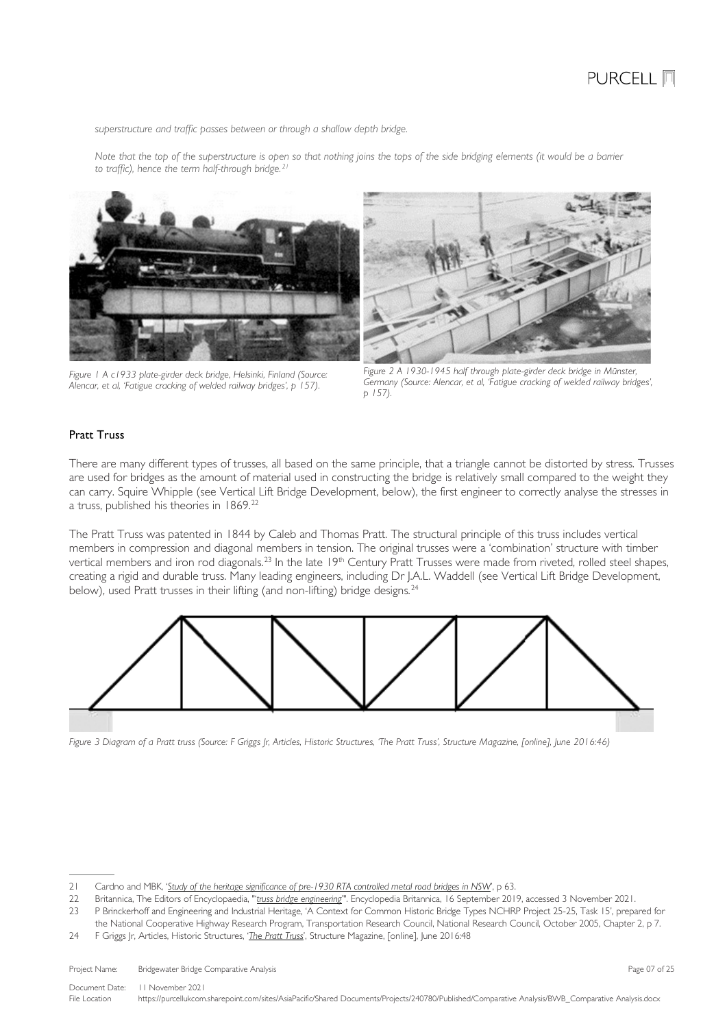*superstructure and traffic passes between or through a shallow depth bridge.*

*Note that the top of the superstructure is open so that nothing joins the tops of the side bridging elements (it would be a barrier to traffic), hence the term half-through bridge.*[21]

*Figure 1 A c1933 plate-girder deck bridge, Helsinki, Finland (Source: Alencar, et al, 'Fatigue cracking of welded railway bridges', p 157).*

*Figure 2 A 1930-1945 half through plate-girder deck bridge in Münster, Germany (Source: Alencar, et al, 'Fatigue cracking of welded railway bridges', p 157).*

## Pratt Truss

There are many different types of trusses, all based on the same principle, that a triangle cannot be distorted by stress. Trusses are used for bridges as the amount of material used in constructing the bridge is relatively small compared to the weight they can carry. Squire Whipple (see Vertical Lift Bridge Development, below), the first engineer to correctly analyse the stresses in a truss, published his theories in 1869.[22]

The Pratt Truss was patented in 1844 by Caleb and Thomas Pratt. The structural principle of this truss includes vertical members in compression and diagonal members in tension. The original trusses were a 'combination' structure with timber vertical members and iron rod diagonals.[23] In the late 19th Century Pratt Trusses were made from riveted, rolled steel shapes, creating a rigid and durable truss. Many leading engineers, including Dr J.A.L. Waddell (see Vertical Lift Bridge Development, below), used Pratt trusses in their lifting (and non-lifting) bridge designs.[24]

*Figure 3 Diagram of a Pratt truss (Source: F Griggs Jr, Articles, Historic Structures, 'The Pratt Truss', Structure Magazine, [online], June 2016:46)*

---

21 Cardno and MBK, '*Study of the heritage significance of pre-1930 RTA controlled metal road bridges in NSW*', p 63.

22 Britannica, The Editors of Encyclopaedia, "'*truss bridge engineering*'". Encyclopedia Britannica, 16 September 2019, accessed 3 November 2021.

23 P Brinckerhoff and Engineering and Industrial Heritage, 'A Context for Common Historic Bridge Types NCHRP Project 25-25, Task 15', prepared for the National Cooperative Highway Research Program, Transportation Research Council, National Research Council, October 2005, Chapter 2, p 7.

24 F Griggs Jr, Articles, Historic Structures, '*The Pratt Truss*', Structure Magazine, [online], June 2016:48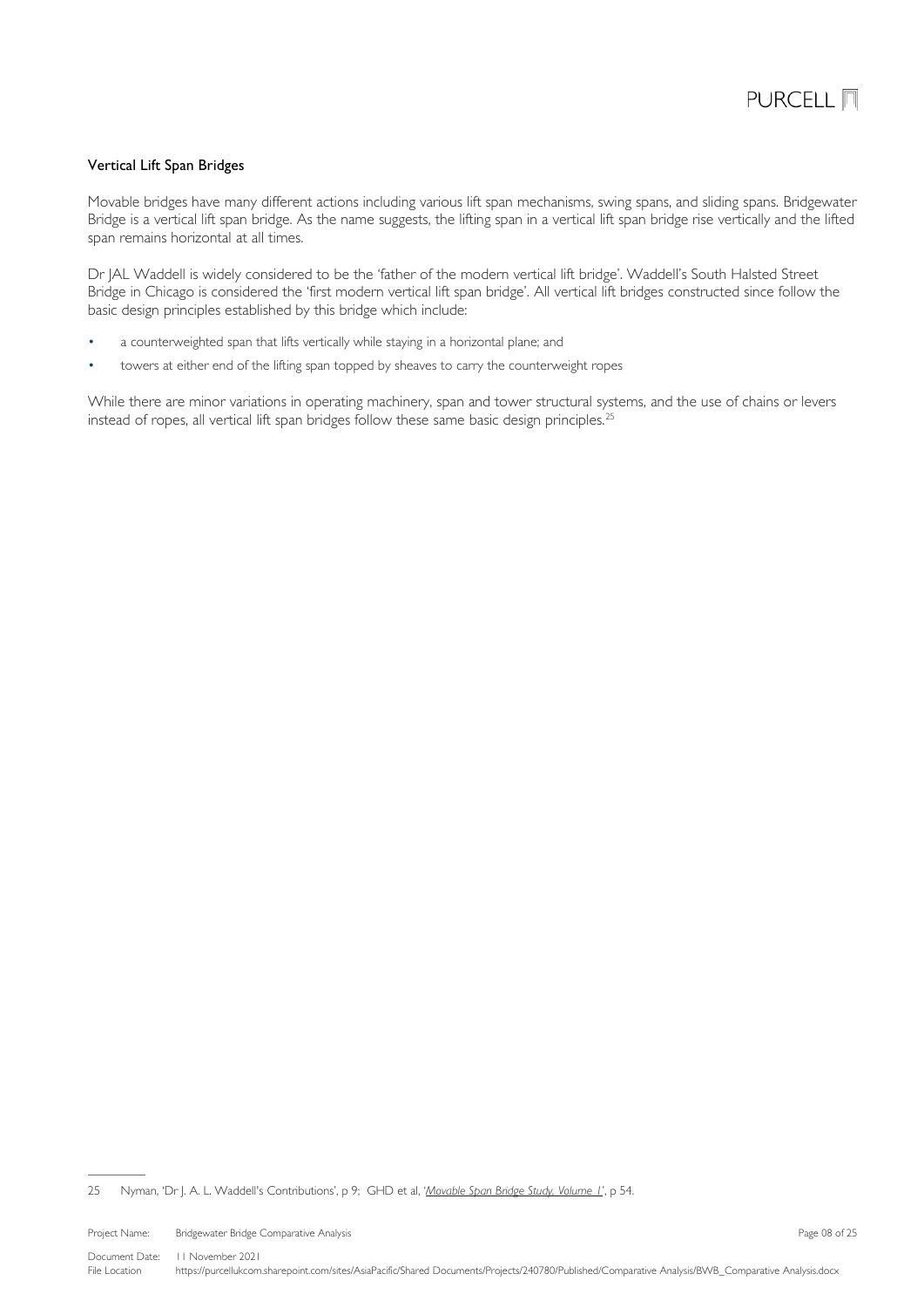## Vertical Lift Span Bridges

Movable bridges have many different actions including various lift span mechanisms, swing spans, and sliding spans. Bridgewater Bridge is a vertical lift span bridge. As the name suggests, the lifting span in a vertical lift span bridge rise vertically and the lifted span remains horizontal at all times.

Dr JAL Waddell is widely considered to be the 'father of the modern vertical lift bridge'. Waddell's South Halsted Street Bridge in Chicago is considered the 'first modern vertical lift span bridge'. All vertical lift bridges constructed since follow the basic design principles established by this bridge which include:

- a counterweighted span that lifts vertically while staying in a horizontal plane; and
- towers at either end of the lifting span topped by sheaves to carry the counterweight ropes

While there are minor variations in operating machinery, span and tower structural systems, and the use of chains or levers instead of ropes, all vertical lift span bridges follow these same basic design principles.[25]

---

25 Nyman, 'Dr J. A. L. Waddell's Contributions', p 9; GHD et al, '*Movable Span Bridge Study, Volume 1*', p 54.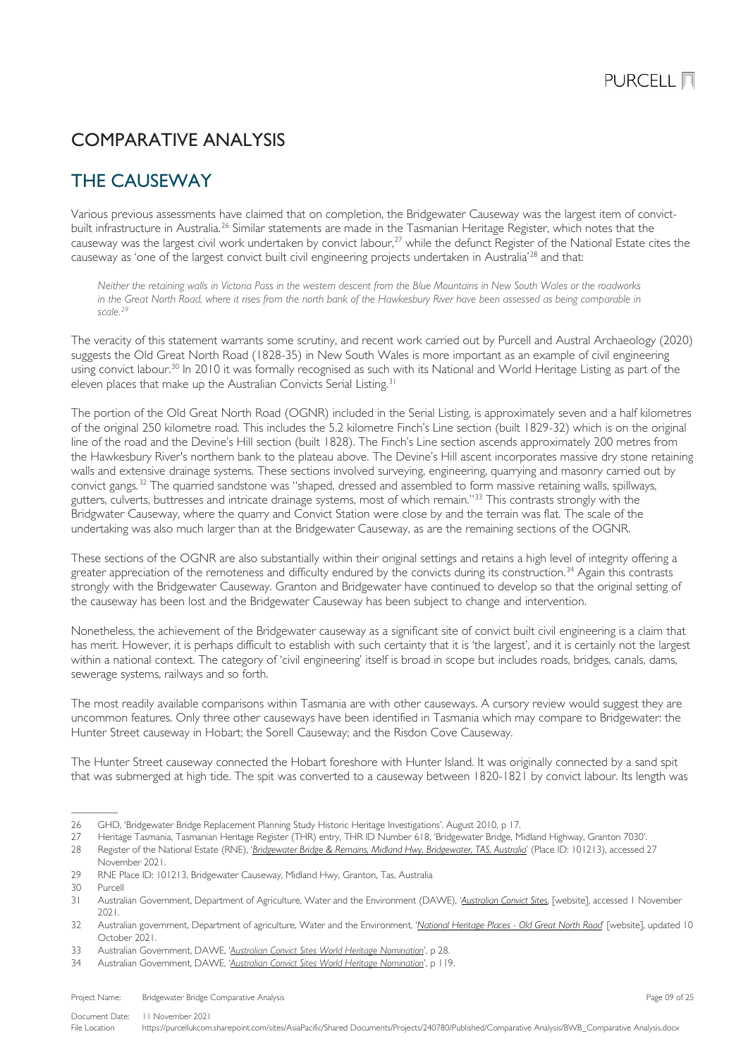# COMPARATIVE ANALYSIS

## THE CAUSEWAY

Various previous assessments have claimed that on completion, the Bridgewater Causeway was the largest item of convict-built infrastructure in Australia.[26] Similar statements are made in the Tasmanian Heritage Register, which notes that the causeway was the largest civil work undertaken by convict labour,[27] while the defunct Register of the National Estate cites the causeway as 'one of the largest convict built civil engineering projects undertaken in Australia'[28] and that:

*Neither the retaining walls in Victoria Pass in the western descent from the Blue Mountains in New South Wales or the roadworks in the Great North Road, where it rises from the north bank of the Hawkesbury River have been assessed as being comparable in scale.[29]*

The veracity of this statement warrants some scrutiny, and recent work carried out by Purcell and Austral Archaeology (2020) suggests the Old Great North Road (1828-35) in New South Wales is more important as an example of civil engineering using convict labour.[30] In 2010 it was formally recognised as such with its National and World Heritage Listing as part of the eleven places that make up the Australian Convicts Serial Listing.[31]

The portion of the Old Great North Road (OGNR) included in the Serial Listing, is approximately seven and a half kilometres of the original 250 kilometre road. This includes the 5.2 kilometre Finch's Line section (built 1829-32) which is on the original line of the road and the Devine's Hill section (built 1828). The Finch's Line section ascends approximately 200 metres from the Hawkesbury River's northern bank to the plateau above. The Devine's Hill ascent incorporates massive dry stone retaining walls and extensive drainage systems. These sections involved surveying, engineering, quarrying and masonry carried out by convict gangs.[32] The quarried sandstone was "shaped, dressed and assembled to form massive retaining walls, spillways, gutters, culverts, buttresses and intricate drainage systems, most of which remain."[33] This contrasts strongly with the Bridgwater Causeway, where the quarry and Convict Station were close by and the terrain was flat. The scale of the undertaking was also much larger than at the Bridgewater Causeway, as are the remaining sections of the OGNR.

These sections of the OGNR are also substantially within their original settings and retains a high level of integrity offering a greater appreciation of the remoteness and difficulty endured by the convicts during its construction.[34] Again this contrasts strongly with the Bridgewater Causeway. Granton and Bridgewater have continued to develop so that the original setting of the causeway has been lost and the Bridgewater Causeway has been subject to change and intervention.

Nonetheless, the achievement of the Bridgewater causeway as a significant site of convict built civil engineering is a claim that has merit. However, it is perhaps difficult to establish with such certainty that it is 'the largest', and it is certainly not the largest within a national context. The category of 'civil engineering' itself is broad in scope but includes roads, bridges, canals, dams, sewerage systems, railways and so forth.

The most readily available comparisons within Tasmania are with other causeways. A cursory review would suggest they are uncommon features. Only three other causeways have been identified in Tasmania which may compare to Bridgewater: the Hunter Street causeway in Hobart; the Sorell Causeway; and the Risdon Cove Causeway.

The Hunter Street causeway connected the Hobart foreshore with Hunter Island. It was originally connected by a sand spit that was submerged at high tide. The spit was converted to a causeway between 1820-1821 by convict labour. Its length was

---

26 GHD, 'Bridgewater Bridge Replacement Planning Study Historic Heritage Investigations'. August 2010, p 17.

27 Heritage Tasmania, Tasmanian Heritage Register (THR) entry, THR ID Number 618, 'Bridgewater Bridge, Midland Highway, Granton 7030'.

28 Register of the National Estate (RNE), '*Bridgewater Bridge & Remains, Midland Hwy, Bridgewater, TAS, Australia*' (Place ID: 101213), accessed 27 November 2021.

29 RNE Place ID: 101213, Bridgewater Causeway, Midland Hwy, Granton, Tas, Australia

30 Purcell

31 Australian Government, Department of Agriculture, Water and the Environment (DAWE), '*Australian Convict Sites*, [website], accessed 1 November 2021.

32 Australian government, Department of agriculture, Water and the Environment, '*National Heritage Places - Old Great North Road*' [website], updated 10 October 2021.

33 Australian Government, DAWE, '*Australian Convict Sites World Heritage Nomination*', p 28.

34 Australian Government, DAWE, '*Australian Convict Sites World Heritage Nomination*', p 119.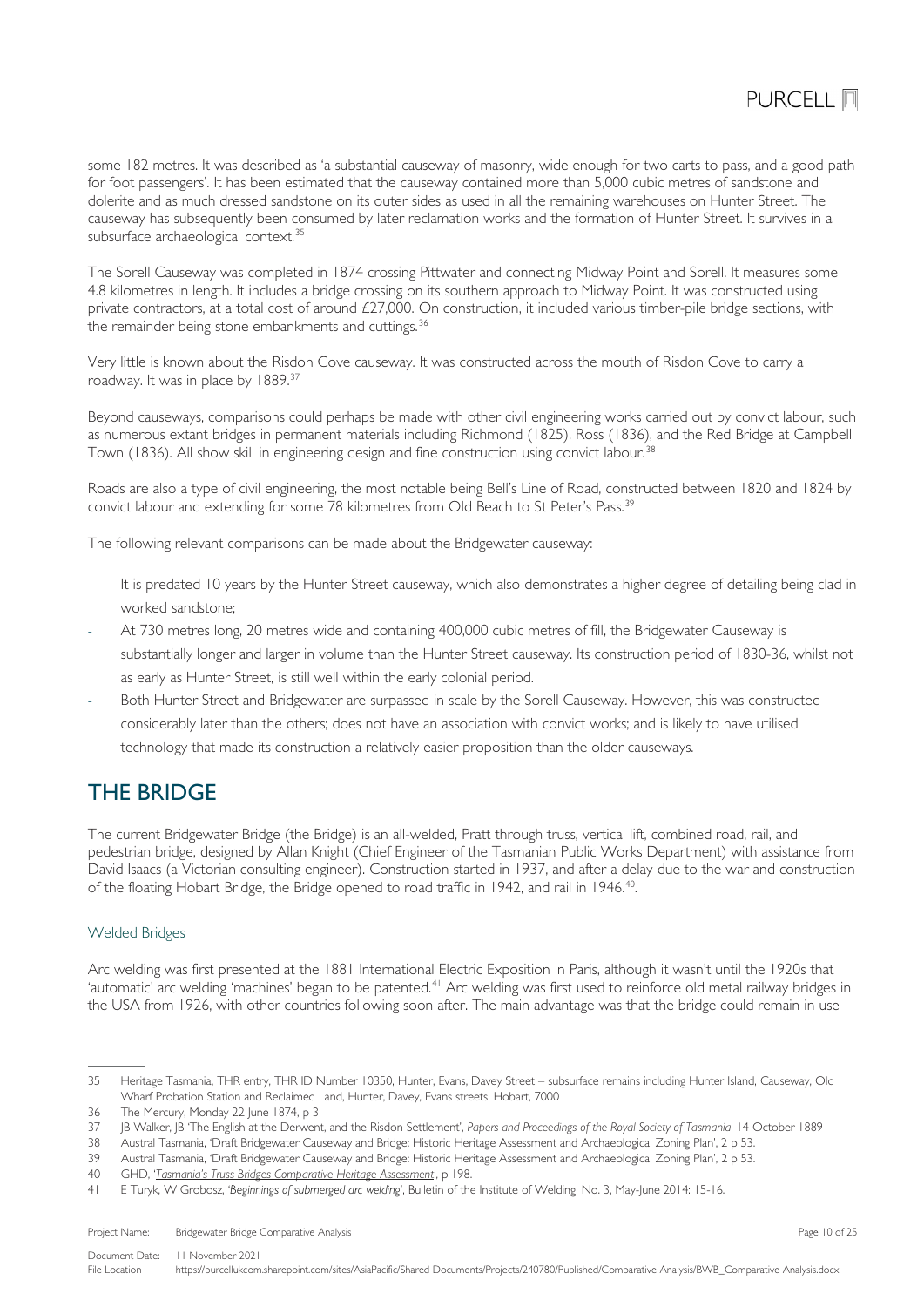some 182 metres. It was described as 'a substantial causeway of masonry, wide enough for two carts to pass, and a good path for foot passengers'. It has been estimated that the causeway contained more than 5,000 cubic metres of sandstone and dolerite and as much dressed sandstone on its outer sides as used in all the remaining warehouses on Hunter Street. The causeway has subsequently been consumed by later reclamation works and the formation of Hunter Street. It survives in a subsurface archaeological context.[35]

The Sorell Causeway was completed in 1874 crossing Pittwater and connecting Midway Point and Sorell. It measures some 4.8 kilometres in length. It includes a bridge crossing on its southern approach to Midway Point. It was constructed using private contractors, at a total cost of around £27,000. On construction, it included various timber-pile bridge sections, with the remainder being stone embankments and cuttings.[36]

Very little is known about the Risdon Cove causeway. It was constructed across the mouth of Risdon Cove to carry a roadway. It was in place by 1889.[37]

Beyond causeways, comparisons could perhaps be made with other civil engineering works carried out by convict labour, such as numerous extant bridges in permanent materials including Richmond (1825), Ross (1836), and the Red Bridge at Campbell Town (1836). All show skill in engineering design and fine construction using convict labour.[38]

Roads are also a type of civil engineering, the most notable being Bell's Line of Road, constructed between 1820 and 1824 by convict labour and extending for some 78 kilometres from Old Beach to St Peter's Pass.[39]

The following relevant comparisons can be made about the Bridgewater causeway:

- It is predated 10 years by the Hunter Street causeway, which also demonstrates a higher degree of detailing being clad in worked sandstone;
- At 730 metres long, 20 metres wide and containing 400,000 cubic metres of fill, the Bridgewater Causeway is substantially longer and larger in volume than the Hunter Street causeway. Its construction period of 1830-36, whilst not as early as Hunter Street, is still well within the early colonial period.
- Both Hunter Street and Bridgewater are surpassed in scale by the Sorell Causeway. However, this was constructed considerably later than the others; does not have an association with convict works; and is likely to have utilised technology that made its construction a relatively easier proposition than the older causeways.

## THE BRIDGE

The current Bridgewater Bridge (the Bridge) is an all-welded, Pratt through truss, vertical lift, combined road, rail, and pedestrian bridge, designed by Allan Knight (Chief Engineer of the Tasmanian Public Works Department) with assistance from David Isaacs (a Victorian consulting engineer). Construction started in 1937, and after a delay due to the war and construction of the floating Hobart Bridge, the Bridge opened to road traffic in 1942, and rail in 1946.[40].

### Welded Bridges

Arc welding was first presented at the 1881 International Electric Exposition in Paris, although it wasn't until the 1920s that 'automatic' arc welding 'machines' began to be patented.[41] Arc welding was first used to reinforce old metal railway bridges in the USA from 1926, with other countries following soon after. The main advantage was that the bridge could remain in use

---

35 Heritage Tasmania, THR entry, THR ID Number 10350, Hunter, Evans, Davey Street – subsurface remains including Hunter Island, Causeway, Old Wharf Probation Station and Reclaimed Land, Hunter, Davey, Evans streets, Hobart, 7000

36 The Mercury, Monday 22 June 1874, p 3

37 JB Walker, JB 'The English at the Derwent, and the Risdon Settlement', *Papers and Proceedings of the Royal Society of Tasmania*, 14 October 1889

38 Austral Tasmania, 'Draft Bridgewater Causeway and Bridge: Historic Heritage Assessment and Archaeological Zoning Plan', 2 p 53.

39 Austral Tasmania, 'Draft Bridgewater Causeway and Bridge: Historic Heritage Assessment and Archaeological Zoning Plan', 2 p 53.

40 GHD, '*Tasmania's Truss Bridges Comparative Heritage Assessment*', p 198.

41 E Turyk, W Grobosz, '*Beginnings of submerged arc welding*', Bulletin of the Institute of Welding, No. 3, May-June 2014: 15-16.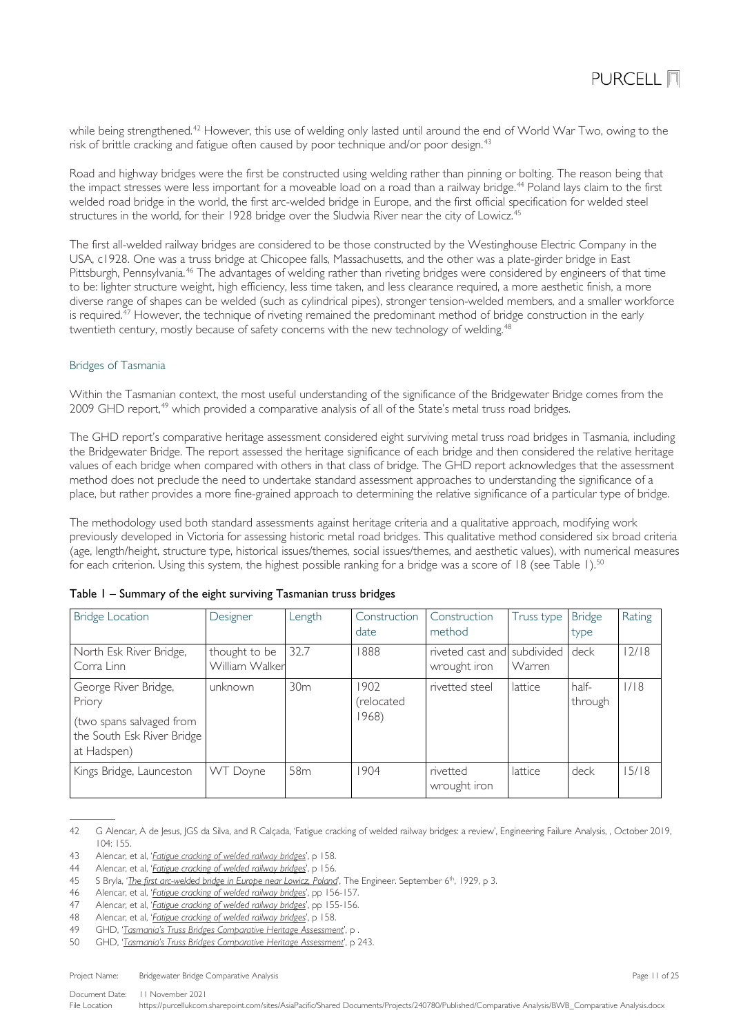while being strengthened.[42] However, this use of welding only lasted until around the end of World War Two, owing to the risk of brittle cracking and fatigue often caused by poor technique and/or poor design.[43]

Road and highway bridges were the first be constructed using welding rather than pinning or bolting. The reason being that the impact stresses were less important for a moveable load on a road than a railway bridge.[44] Poland lays claim to the first welded road bridge in the world, the first arc-welded bridge in Europe, and the first official specification for welded steel structures in the world, for their 1928 bridge over the Sludwia River near the city of Lowicz.[45]

The first all-welded railway bridges are considered to be those constructed by the Westinghouse Electric Company in the USA, c1928. One was a truss bridge at Chicopee falls, Massachusetts, and the other was a plate-girder bridge in East Pittsburgh, Pennsylvania.[46] The advantages of welding rather than riveting bridges were considered by engineers of that time to be: lighter structure weight, high efficiency, less time taken, and less clearance required, a more aesthetic finish, a more diverse range of shapes can be welded (such as cylindrical pipes), stronger tension-welded members, and a smaller workforce is required.[47] However, the technique of riveting remained the predominant method of bridge construction in the early twentieth century, mostly because of safety concerns with the new technology of welding.[48]

## Bridges of Tasmania

Within the Tasmanian context, the most useful understanding of the significance of the Bridgewater Bridge comes from the 2009 GHD report,[49] which provided a comparative analysis of all of the State's metal truss road bridges.

The GHD report's comparative heritage assessment considered eight surviving metal truss road bridges in Tasmania, including the Bridgewater Bridge. The report assessed the heritage significance of each bridge and then considered the relative heritage values of each bridge when compared with others in that class of bridge. The GHD report acknowledges that the assessment method does not preclude the need to undertake standard assessment approaches to understanding the significance of a place, but rather provides a more fine-grained approach to determining the relative significance of a particular type of bridge.

The methodology used both standard assessments against heritage criteria and a qualitative approach, modifying work previously developed in Victoria for assessing historic metal road bridges. This qualitative method considered six broad criteria (age, length/height, structure type, historical issues/themes, social issues/themes, and aesthetic values), with numerical measures for each criterion. Using this system, the highest possible ranking for a bridge was a score of 18 (see Table 1).[50]

**Table 1 – Summary of the eight surviving Tasmanian truss bridges**

| Bridge Location | Designer | Length | Construction date | Construction method | Truss type | Bridge type | Rating |
|---|---|---|---|---|---|---|---|
| North Esk River Bridge, Corra Linn | thought to be William Walker | 32.7 | 1888 | riveted cast and wrought iron | subdivided Warren | deck | 12/18 |
| George River Bridge, Priory (two spans salvaged from the South Esk River Bridge at Hadspen) | unknown | 30m | 1902 (relocated 1968) | rivetted steel | lattice | half-through | 1/18 |
| Kings Bridge, Launceston | WT Doyne | 58m | 1904 | rivetted wrought iron | lattice | deck | 15/18 |

42 G Alencar, A de Jesus, JGS da Silva, and R Calçada, 'Fatigue cracking of welded railway bridges: a review', Engineering Failure Analysis, , October 2019, 104: 155.

43 Alencar, et al, '*Fatigue cracking of welded railway bridges*', p 158.

44 Alencar, et al, '*Fatigue cracking of welded railway bridges*', p 156.

45 S Bryla, '*The first arc-welded bridge in Europe near Lowicz, Poland*', The Engineer. September 6th, 1929, p 3.

46 Alencar, et al, '*Fatigue cracking of welded railway bridges*', pp 156-157.

47 Alencar, et al, '*Fatigue cracking of welded railway bridges*', pp 155-156.

48 Alencar, et al, '*Fatigue cracking of welded railway bridges*', p 158.

49 GHD, '*Tasmania's Truss Bridges Comparative Heritage Assessment*', p .

50 GHD, '*Tasmania's Truss Bridges Comparative Heritage Assessment*', p 243.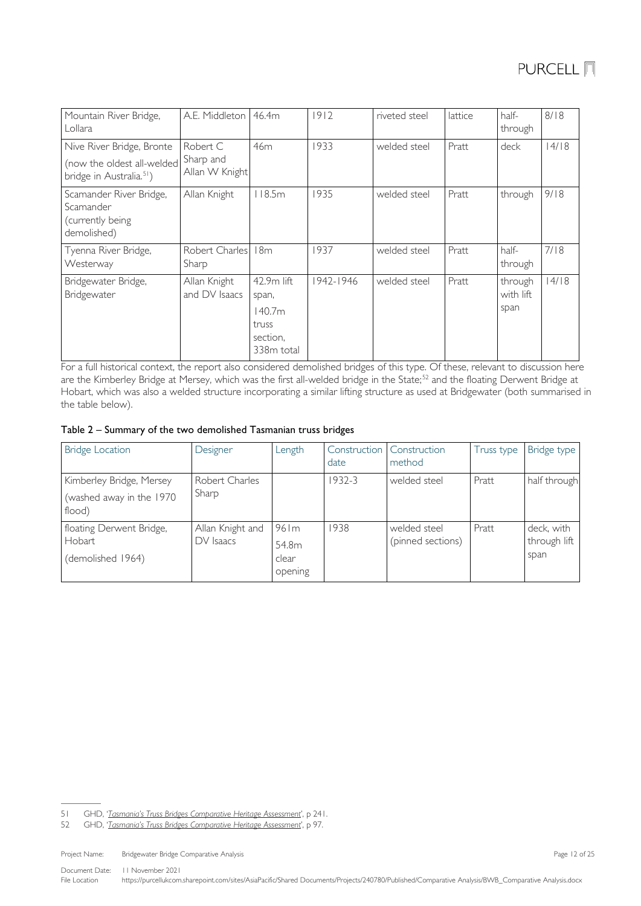| Mountain River Bridge, Lollara | A.E. Middleton | 46.4m | 1912 | riveted steel | lattice | half-through | 8/18 |
|---|---|---|---|---|---|---|---|
| Nive River Bridge, Bronte (now the oldest all-welded bridge in Australia.[51]) | Robert C Sharp and Allan W Knight | 46m | 1933 | welded steel | Pratt | deck | 14/18 |
| Scamander River Bridge, Scamander (currently being demolished) | Allan Knight | 118.5m | 1935 | welded steel | Pratt | through | 9/18 |
| Tyenna River Bridge, Westerway | Robert Charles Sharp | 18m | 1937 | welded steel | Pratt | half-through | 7/18 |
| Bridgewater Bridge, Bridgewater | Allan Knight and DV Isaacs | 42.9m lift span, 140.7m truss section, 338m total | 1942-1946 | welded steel | Pratt | through with lift span | 14/18 |

For a full historical context, the report also considered demolished bridges of this type. Of these, relevant to discussion here are the Kimberley Bridge at Mersey, which was the first all-welded bridge in the State;[52] and the floating Derwent Bridge at Hobart, which was also a welded structure incorporating a similar lifting structure as used at Bridgewater (both summarised in the table below).

**Table 2 – Summary of the two demolished Tasmanian truss bridges**

| Bridge Location | Designer | Length | Construction date | Construction method | Truss type | Bridge type |
|---|---|---|---|---|---|---|
| Kimberley Bridge, Mersey (washed away in the 1970 flood) | Robert Charles Sharp | | 1932-3 | welded steel | Pratt | half through |
| floating Derwent Bridge, Hobart (demolished 1964) | Allan Knight and DV Isaacs | 961m 54.8m clear opening | 1938 | welded steel (pinned sections) | Pratt | deck, with through lift span |

51 GHD, '*Tasmania's Truss Bridges Comparative Heritage Assessment*', p 241.

52 GHD, '*Tasmania's Truss Bridges Comparative Heritage Assessment*', p 97.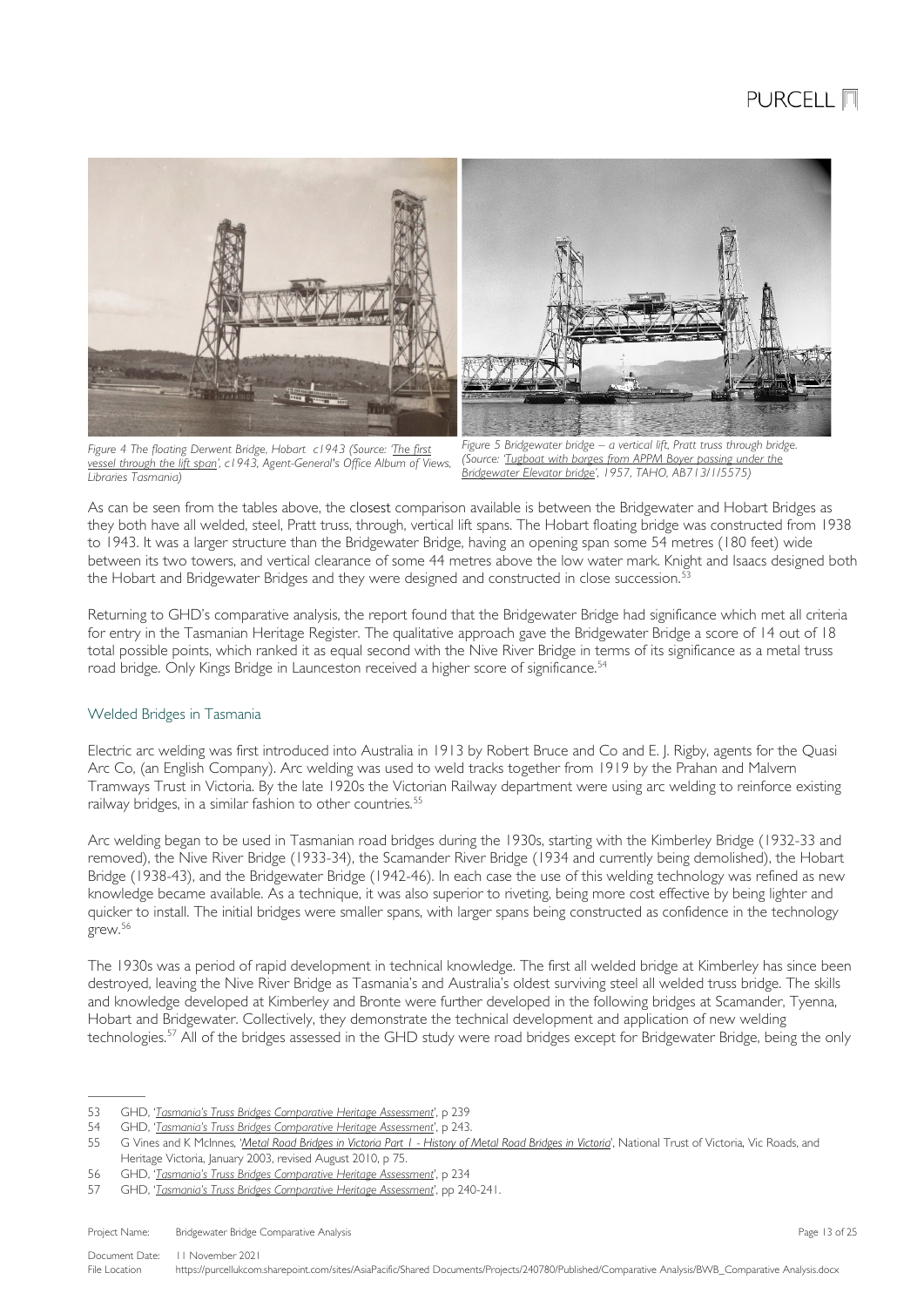*Figure 4 The floating Derwent Bridge, Hobart c1943 (Source: 'The first vessel through the lift span', c1943, Agent-General's Office Album of Views, Libraries Tasmania)*

*Figure 5 Bridgewater bridge – a vertical lift, Pratt truss through bridge. (Source: 'Tugboat with barges from APPM Boyer passing under the Bridgewater Elevator bridge', 1957, TAHO, AB713/1/5575)*

As can be seen from the tables above, the closest comparison available is between the Bridgewater and Hobart Bridges as they both have all welded, steel, Pratt truss, through, vertical lift spans. The Hobart floating bridge was constructed from 1938 to 1943. It was a larger structure than the Bridgewater Bridge, having an opening span some 54 metres (180 feet) wide between its two towers, and vertical clearance of some 44 metres above the low water mark. Knight and Isaacs designed both the Hobart and Bridgewater Bridges and they were designed and constructed in close succession.[53]

Returning to GHD's comparative analysis, the report found that the Bridgewater Bridge had significance which met all criteria for entry in the Tasmanian Heritage Register. The qualitative approach gave the Bridgewater Bridge a score of 14 out of 18 total possible points, which ranked it as equal second with the Nive River Bridge in terms of its significance as a metal truss road bridge. Only Kings Bridge in Launceston received a higher score of significance.[54]

## Welded Bridges in Tasmania

Electric arc welding was first introduced into Australia in 1913 by Robert Bruce and Co and E. J. Rigby, agents for the Quasi Arc Co, (an English Company). Arc welding was used to weld tracks together from 1919 by the Prahan and Malvern Tramways Trust in Victoria. By the late 1920s the Victorian Railway department were using arc welding to reinforce existing railway bridges, in a similar fashion to other countries.[55]

Arc welding began to be used in Tasmanian road bridges during the 1930s, starting with the Kimberley Bridge (1932-33 and removed), the Nive River Bridge (1933-34), the Scamander River Bridge (1934 and currently being demolished), the Hobart Bridge (1938-43), and the Bridgewater Bridge (1942-46). In each case the use of this welding technology was refined as new knowledge became available. As a technique, it was also superior to riveting, being more cost effective by being lighter and quicker to install. The initial bridges were smaller spans, with larger spans being constructed as confidence in the technology grew.[56]

The 1930s was a period of rapid development in technical knowledge. The first all welded bridge at Kimberley has since been destroyed, leaving the Nive River Bridge as Tasmania's and Australia's oldest surviving steel all welded truss bridge. The skills and knowledge developed at Kimberley and Bronte were further developed in the following bridges at Scamander, Tyenna, Hobart and Bridgewater. Collectively, they demonstrate the technical development and application of new welding technologies.[57] All of the bridges assessed in the GHD study were road bridges except for Bridgewater Bridge, being the only

---

53 GHD, '*Tasmania's Truss Bridges Comparative Heritage Assessment*', p 239

54 GHD, '*Tasmania's Truss Bridges Comparative Heritage Assessment*', p 243.

55 G Vines and K McInnes, '*Metal Road Bridges in Victoria Part 1 - History of Metal Road Bridges in Victoria*', National Trust of Victoria, Vic Roads, and Heritage Victoria, January 2003, revised August 2010, p 75.

56 GHD, '*Tasmania's Truss Bridges Comparative Heritage Assessment*', p 234

57 GHD, '*Tasmania's Truss Bridges Comparative Heritage Assessment*', pp 240-241.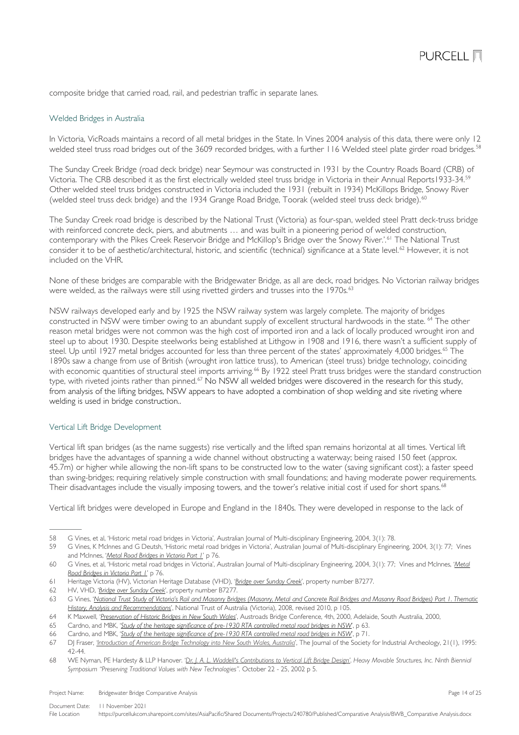composite bridge that carried road, rail, and pedestrian traffic in separate lanes.

### Welded Bridges in Australia

In Victoria, VicRoads maintains a record of all metal bridges in the State. In Vines 2004 analysis of this data, there were only 12 welded steel truss road bridges out of the 3609 recorded bridges, with a further 116 Welded steel plate girder road bridges.[58]

The Sunday Creek Bridge (road deck bridge) near Seymour was constructed in 1931 by the Country Roads Board (CRB) of Victoria. The CRB described it as the first electrically welded steel truss bridge in Victoria in their Annual Reports1933-34.[59] Other welded steel truss bridges constructed in Victoria included the 1931 (rebuilt in 1934) McKillops Bridge, Snowy River (welded steel truss deck bridge) and the 1934 Grange Road Bridge, Toorak (welded steel truss deck bridge).[60]

The Sunday Creek road bridge is described by the National Trust (Victoria) as four-span, welded steel Pratt deck-truss bridge with reinforced concrete deck, piers, and abutments … and was built in a pioneering period of welded construction, contemporary with the Pikes Creek Reservoir Bridge and McKillop's Bridge over the Snowy River.'.[61] The National Trust consider it to be of aesthetic/architectural, historic, and scientific (technical) significance at a State level.[62] However, it is not included on the VHR.

None of these bridges are comparable with the Bridgewater Bridge, as all are deck, road bridges. No Victorian railway bridges were welded, as the railways were still using rivetted girders and trusses into the 1970s.[63]

NSW railways developed early and by 1925 the NSW railway system was largely complete. The majority of bridges constructed in NSW were timber owing to an abundant supply of excellent structural hardwoods in the state.[64] The other reason metal bridges were not common was the high cost of imported iron and a lack of locally produced wrought iron and steel up to about 1930. Despite steelworks being established at Lithgow in 1908 and 1916, there wasn't a sufficient supply of steel. Up until 1927 metal bridges accounted for less than three percent of the states' approximately 4,000 bridges.[65] The 1890s saw a change from use of British (wrought iron lattice truss), to American (steel truss) bridge technology, coinciding with economic quantities of structural steel imports arriving.[66] By 1922 steel Pratt truss bridges were the standard construction type, with riveted joints rather than pinned.[67] No NSW all welded bridges were discovered in the research for this study, from analysis of the lifting bridges, NSW appears to have adopted a combination of shop welding and site riveting where welding is used in bridge construction..

### Vertical Lift Bridge Development

Vertical lift span bridges (as the name suggests) rise vertically and the lifted span remains horizontal at all times. Vertical lift bridges have the advantages of spanning a wide channel without obstructing a waterway; being raised 150 feet (approx. 45.7m) or higher while allowing the non-lift spans to be constructed low to the water (saving significant cost); a faster speed than swing-bridges; requiring relatively simple construction with small foundations; and having moderate power requirements. Their disadvantages include the visually imposing towers, and the tower's relative initial cost if used for short spans.[68]

Vertical lift bridges were developed in Europe and England in the 1840s. They were developed in response to the lack of

---

58 G Vines, et al, 'Historic metal road bridges in Victoria', Australian Journal of Multi-disciplinary Engineering, 2004, 3(1): 78.

59 G Vines, K McInnes and G Deutsh, 'Historic metal road bridges in Victoria', Australian Journal of Multi-disciplinary Engineering, 2004, 3(1): 77; Vines and McInnes, '*Metal Road Bridges in Victoria Part 1*' p 76.

60 G Vines, et al, 'Historic metal road bridges in Victoria', Australian Journal of Multi-disciplinary Engineering, 2004, 3(1): 77; Vines and McInnes, '*Metal Road Bridges in Victoria Part 1*' p 76.

61 Heritage Victoria (HV), Victorian Heritage Database (VHD), '*Bridge over Sunday Creek*', property number B7277.

62 HV, VHD, '*Bridge over Sunday Creek*', property number B7277.

63 G Vines, '*National Trust Study of Victoria's Rail and Masonry Bridges (Masonry, Metal and Concrete Rail Bridges and Masonry Road Bridges) Part 1. Thematic History, Analysis and Recommendations*', National Trust of Australia (Victoria), 2008, revised 2010, p 105.

64 K Maxwell, '*Preservation of Historic Bridges in New South Wales*', Austroads Bridge Conference, 4th, 2000, Adelaide, South Australia, 2000,

65 Cardno, and MBK, '*Study of the heritage significance of pre-1930 RTA controlled metal road bridges in NSW*', p 63.

66 Cardno, and MBK, '*Study of the heritage significance of pre-1930 RTA controlled metal road bridges in NSW*', p 71.

67 DJ Fraser, '*Introduction of American Bridge Technology into New South Wales, Australia*', The Journal of the Society for Industrial Archeology, 21(1), 1995: 42-44.

68 WE Nyman, PE Hardesty & LLP Hanover. '*Dr. J. A. L. Waddell's Contributions to Vertical Lift Bridge Design*'. *Heavy Movable Structures, Inc. Ninth Biennial Symposium "Preserving Traditional Values with New Technologies"*. October 22 - 25, 2002 p 5.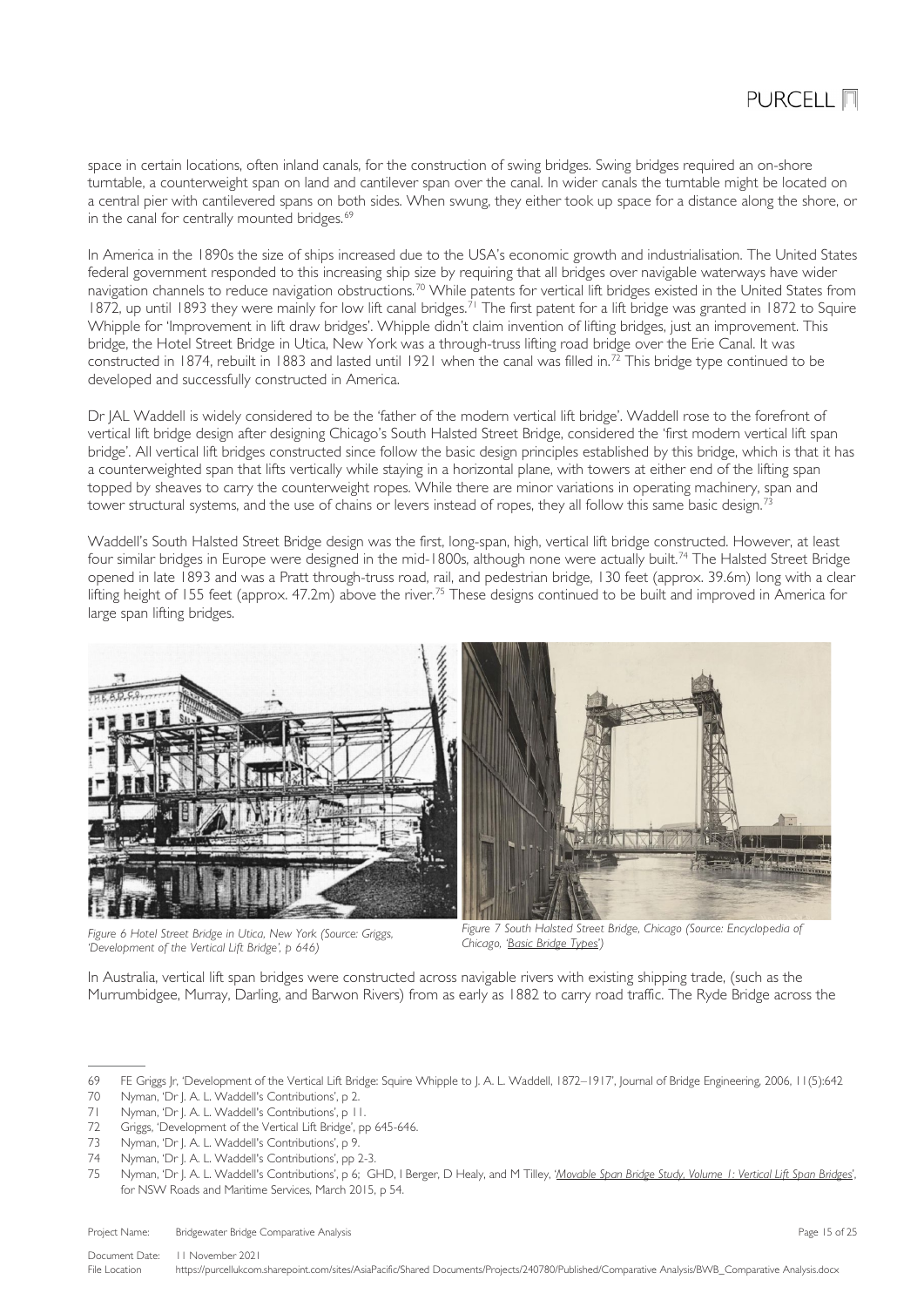space in certain locations, often inland canals, for the construction of swing bridges. Swing bridges required an on-shore turntable, a counterweight span on land and cantilever span over the canal. In wider canals the turntable might be located on a central pier with cantilevered spans on both sides. When swung, they either took up space for a distance along the shore, or in the canal for centrally mounted bridges.[69]

In America in the 1890s the size of ships increased due to the USA's economic growth and industrialisation. The United States federal government responded to this increasing ship size by requiring that all bridges over navigable waterways have wider navigation channels to reduce navigation obstructions.[70] While patents for vertical lift bridges existed in the United States from 1872, up until 1893 they were mainly for low lift canal bridges.[71] The first patent for a lift bridge was granted in 1872 to Squire Whipple for 'Improvement in lift draw bridges'. Whipple didn't claim invention of lifting bridges, just an improvement. This bridge, the Hotel Street Bridge in Utica, New York was a through-truss lifting road bridge over the Erie Canal. It was constructed in 1874, rebuilt in 1883 and lasted until 1921 when the canal was filled in.[72] This bridge type continued to be developed and successfully constructed in America.

Dr JAL Waddell is widely considered to be the 'father of the modern vertical lift bridge'. Waddell rose to the forefront of vertical lift bridge design after designing Chicago's South Halsted Street Bridge, considered the 'first modern vertical lift span bridge'. All vertical lift bridges constructed since follow the basic design principles established by this bridge, which is that it has a counterweighted span that lifts vertically while staying in a horizontal plane, with towers at either end of the lifting span topped by sheaves to carry the counterweight ropes. While there are minor variations in operating machinery, span and tower structural systems, and the use of chains or levers instead of ropes, they all follow this same basic design.[73]

Waddell's South Halsted Street Bridge design was the first, long-span, high, vertical lift bridge constructed. However, at least four similar bridges in Europe were designed in the mid-1800s, although none were actually built.[74] The Halsted Street Bridge opened in late 1893 and was a Pratt through-truss road, rail, and pedestrian bridge, 130 feet (approx. 39.6m) long with a clear lifting height of 155 feet (approx. 47.2m) above the river.[75] These designs continued to be built and improved in America for large span lifting bridges.

*Figure 6 Hotel Street Bridge in Utica, New York (Source: Griggs, 'Development of the Vertical Lift Bridge', p 646)*

*Figure 7 South Halsted Street Bridge, Chicago (Source: Encyclopedia of Chicago, 'Basic Bridge Types')*

In Australia, vertical lift span bridges were constructed across navigable rivers with existing shipping trade, (such as the Murrumbidgee, Murray, Darling, and Barwon Rivers) from as early as 1882 to carry road traffic. The Ryde Bridge across the

---

69 FE Griggs Jr, 'Development of the Vertical Lift Bridge: Squire Whipple to J. A. L. Waddell, 1872–1917', Journal of Bridge Engineering, 2006, 11(5):642

70 Nyman, 'Dr J. A. L. Waddell's Contributions', p 2.

71 Nyman, 'Dr J. A. L. Waddell's Contributions', p 11.

72 Griggs, 'Development of the Vertical Lift Bridge', pp 645-646.

73 Nyman, 'Dr J. A. L. Waddell's Contributions', p 9.

74 Nyman, 'Dr J. A. L. Waddell's Contributions', pp 2-3.

75 Nyman, 'Dr J. A. L. Waddell's Contributions', p 6; GHD, I Berger, D Healy, and M Tilley, '*Movable Span Bridge Study, Volume 1: Vertical Lift Span Bridges*', for NSW Roads and Maritime Services, March 2015, p 54.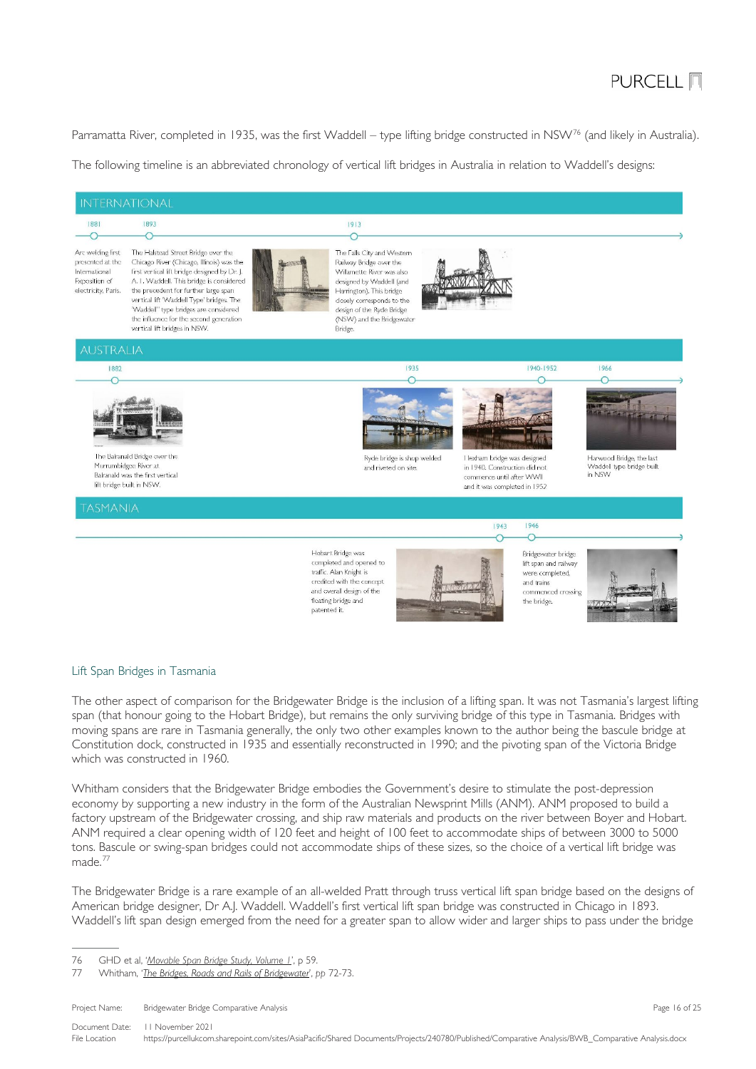Parramatta River, completed in 1935, was the first Waddell – type lifting bridge constructed in NSW[76] (and likely in Australia).

The following timeline is an abbreviated chronology of vertical lift bridges in Australia in relation to Waddell's designs:

**INTERNATIONAL**

- **1881** – Arc welding first presented at the International Exposition of electricity, Paris.
- **1893** – The Halstead Street Bridge over the Chicago River (Chicago, Illinois) was the first vertical lift bridge designed by Dr. J. A. L. Waddell. This bridge is considered the precedent for further large span vertical lift 'Waddell Type' bridges. The 'Waddell' type bridges are considered the influence for the second generation vertical lift bridges in NSW.
- **1913** – The Falls City and Western Railway Bridge over the Willamette River was also designed by Waddell (and Harrington). This bridge closely corresponds to the design of the Ryde Bridge (NSW) and the Bridgewater Bridge.

**AUSTRALIA**

- **1882** – The Balranald Bridge over the Murrumbidgee River at Balranald was the first vertical lift bridge built in NSW.
- **1935** – Ryde bridge is shop welded and riveted on site.
- **1940-1952** – Iexham Bridge was designed in 1940. Construction did not commence until after WWII and it was completed in 1952
- **1966** – Harwood Bridge, the last Waddell type bridge built in NSW

**TASMANIA**

- **1943** – Hobart Bridge was completed and opened to traffic. Alan Knight is credited with the concept and overall design of the floating bridge and patented it.
- **1946** – Bridgewater bridge lift span and railway were completed, and trains commenced crossing the bridge.

## Lift Span Bridges in Tasmania

The other aspect of comparison for the Bridgewater Bridge is the inclusion of a lifting span. It was not Tasmania's largest lifting span (that honour going to the Hobart Bridge), but remains the only surviving bridge of this type in Tasmania. Bridges with moving spans are rare in Tasmania generally, the only two other examples known to the author being the bascule bridge at Constitution dock, constructed in 1935 and essentially reconstructed in 1990; and the pivoting span of the Victoria Bridge which was constructed in 1960.

Whitham considers that the Bridgewater Bridge embodies the Government's desire to stimulate the post-depression economy by supporting a new industry in the form of the Australian Newsprint Mills (ANM). ANM proposed to build a factory upstream of the Bridgewater crossing, and ship raw materials and products on the river between Boyer and Hobart. ANM required a clear opening width of 120 feet and height of 100 feet to accommodate ships of between 3000 to 5000 tons. Bascule or swing-span bridges could not accommodate ships of these sizes, so the choice of a vertical lift bridge was made.[77]

The Bridgewater Bridge is a rare example of an all-welded Pratt through truss vertical lift span bridge based on the designs of American bridge designer, Dr A.J. Waddell. Waddell's first vertical lift span bridge was constructed in Chicago in 1893. Waddell's lift span design emerged from the need for a greater span to allow wider and larger ships to pass under the bridge

---

76 GHD et al, '*Movable Span Bridge Study, Volume 1*', p 59.

77 Whitham, '*The Bridges, Roads and Rails of Bridgewater*', pp 72-73.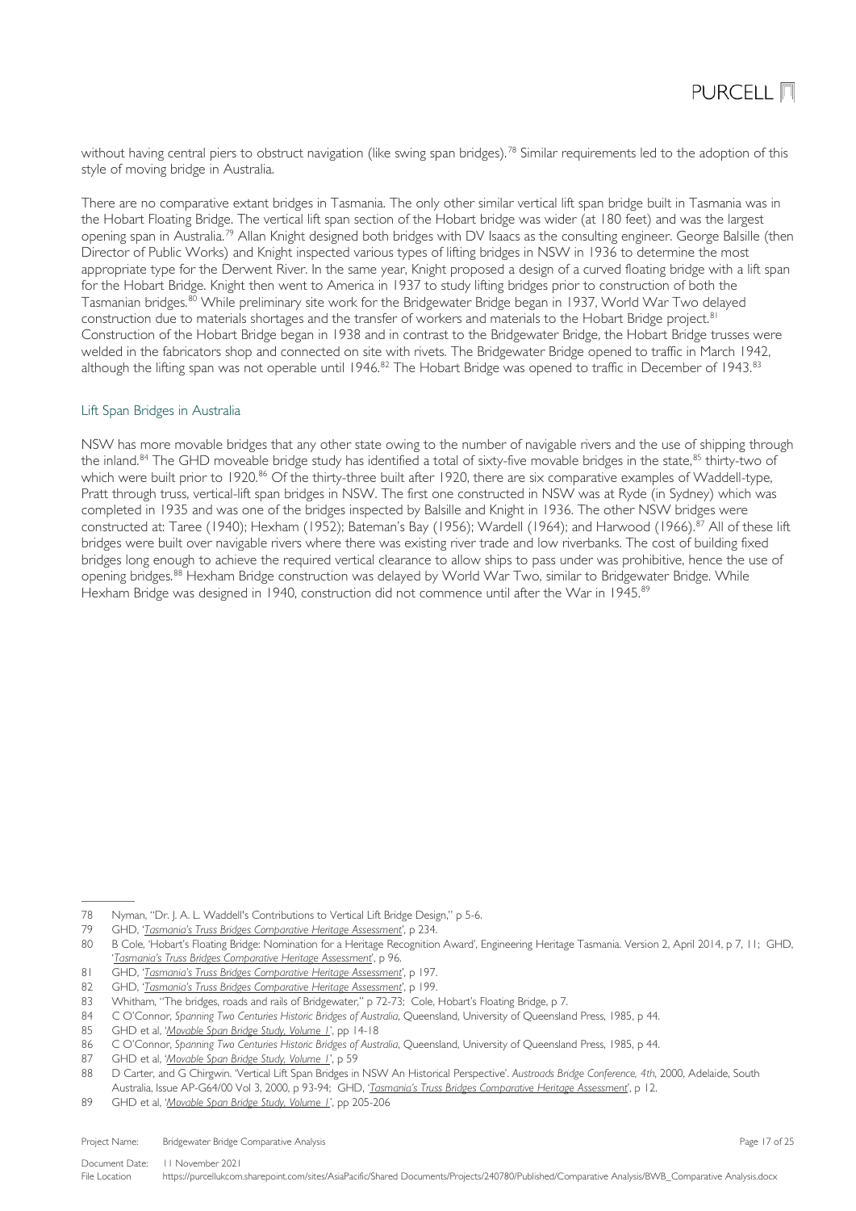without having central piers to obstruct navigation (like swing span bridges).[78] Similar requirements led to the adoption of this style of moving bridge in Australia.

There are no comparative extant bridges in Tasmania. The only other similar vertical lift span bridge built in Tasmania was in the Hobart Floating Bridge. The vertical lift span section of the Hobart bridge was wider (at 180 feet) and was the largest opening span in Australia.[79] Allan Knight designed both bridges with DV Isaacs as the consulting engineer. George Balsille (then Director of Public Works) and Knight inspected various types of lifting bridges in NSW in 1936 to determine the most appropriate type for the Derwent River. In the same year, Knight proposed a design of a curved floating bridge with a lift span for the Hobart Bridge. Knight then went to America in 1937 to study lifting bridges prior to construction of both the Tasmanian bridges.[80] While preliminary site work for the Bridgewater Bridge began in 1937, World War Two delayed construction due to materials shortages and the transfer of workers and materials to the Hobart Bridge project.[81] Construction of the Hobart Bridge began in 1938 and in contrast to the Bridgewater Bridge, the Hobart Bridge trusses were welded in the fabricators shop and connected on site with rivets. The Bridgewater Bridge opened to traffic in March 1942, although the lifting span was not operable until 1946.[82] The Hobart Bridge was opened to traffic in December of 1943.[83]

## Lift Span Bridges in Australia

NSW has more movable bridges that any other state owing to the number of navigable rivers and the use of shipping through the inland.[84] The GHD moveable bridge study has identified a total of sixty-five movable bridges in the state,[85] thirty-two of which were built prior to 1920.[86] Of the thirty-three built after 1920, there are six comparative examples of Waddell-type, Pratt through truss, vertical-lift span bridges in NSW. The first one constructed in NSW was at Ryde (in Sydney) which was completed in 1935 and was one of the bridges inspected by Balsille and Knight in 1936. The other NSW bridges were constructed at: Taree (1940); Hexham (1952); Bateman's Bay (1956); Wardell (1964); and Harwood (1966).[87] All of these lift bridges were built over navigable rivers where there was existing river trade and low riverbanks. The cost of building fixed bridges long enough to achieve the required vertical clearance to allow ships to pass under was prohibitive, hence the use of opening bridges.[88] Hexham Bridge construction was delayed by World War Two, similar to Bridgewater Bridge. While Hexham Bridge was designed in 1940, construction did not commence until after the War in 1945.[89]

---

78 Nyman, "Dr. J. A. L. Waddell's Contributions to Vertical Lift Bridge Design," p 5-6.

79 GHD, '*Tasmania's Truss Bridges Comparative Heritage Assessment*', p 234.

80 B Cole, 'Hobart's Floating Bridge: Nomination for a Heritage Recognition Award', Engineering Heritage Tasmania. Version 2, April 2014, p 7, 11; GHD, '*Tasmania's Truss Bridges Comparative Heritage Assessment*', p 96.

81 GHD, '*Tasmania's Truss Bridges Comparative Heritage Assessment*', p 197.

82 GHD, '*Tasmania's Truss Bridges Comparative Heritage Assessment*', p 199.

83 Whitham, "The bridges, roads and rails of Bridgewater," p 72-73; Cole, Hobart's Floating Bridge, p 7.

84 C O'Connor, *Spanning Two Centuries Historic Bridges of Australia*, Queensland, University of Queensland Press, 1985, p 44.

85 GHD et al, '*Movable Span Bridge Study, Volume 1*', pp 14-18

86 C O'Connor, *Spanning Two Centuries Historic Bridges of Australia*, Queensland, University of Queensland Press, 1985, p 44.

87 GHD et al, '*Movable Span Bridge Study, Volume 1*', p 59

88 D Carter, and G Chirgwin. 'Vertical Lift Span Bridges in NSW An Historical Perspective'. *Austroads Bridge Conference, 4th*, 2000, Adelaide, South Australia, Issue AP-G64/00 Vol 3, 2000, p 93-94; GHD, '*Tasmania's Truss Bridges Comparative Heritage Assessment*', p 12.

89 GHD et al, '*Movable Span Bridge Study, Volume 1*', pp 205-206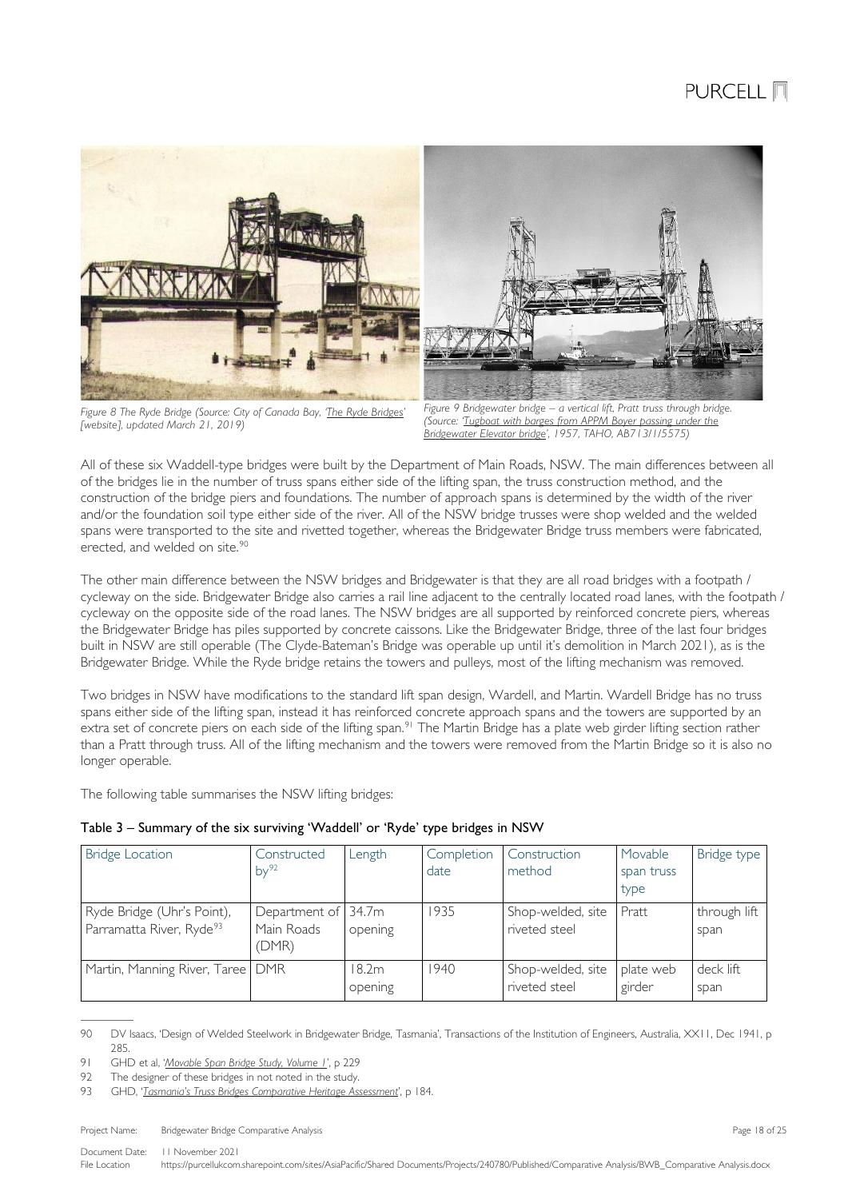Figure 8 The Ryde Bridge (Source: City of Canada Bay, 'The Ryde Bridges' [website], updated March 21, 2019)

Figure 9 Bridgewater bridge – a vertical lift, Pratt truss through bridge. (Source: 'Tugboat with barges from APPM Boyer passing under the Bridgewater Elevator bridge', 1957, TAHO, AB713/1/5575)

All of these six Waddell-type bridges were built by the Department of Main Roads, NSW. The main differences between all of the bridges lie in the number of truss spans either side of the lifting span, the truss construction method, and the construction of the bridge piers and foundations. The number of approach spans is determined by the width of the river and/or the foundation soil type either side of the river. All of the NSW bridge trusses were shop welded and the welded spans were transported to the site and rivetted together, whereas the Bridgewater Bridge truss members were fabricated, erected, and welded on site.[90]

The other main difference between the NSW bridges and Bridgewater is that they are all road bridges with a footpath / cycleway on the side. Bridgewater Bridge also carries a rail line adjacent to the centrally located road lanes, with the footpath / cycleway on the opposite side of the road lanes. The NSW bridges are all supported by reinforced concrete piers, whereas the Bridgewater Bridge has piles supported by concrete caissons. Like the Bridgewater Bridge, three of the last four bridges built in NSW are still operable (The Clyde-Bateman's Bridge was operable up until it's demolition in March 2021), as is the Bridgewater Bridge. While the Ryde bridge retains the towers and pulleys, most of the lifting mechanism was removed.

Two bridges in NSW have modifications to the standard lift span design, Wardell, and Martin. Wardell Bridge has no truss spans either side of the lifting span, instead it has reinforced concrete approach spans and the towers are supported by an extra set of concrete piers on each side of the lifting span.[91] The Martin Bridge has a plate web girder lifting section rather than a Pratt through truss. All of the lifting mechanism and the towers were removed from the Martin Bridge so it is also no longer operable.

The following table summarises the NSW lifting bridges:

**Table 3 – Summary of the six surviving 'Waddell' or 'Ryde' type bridges in NSW**

| Bridge Location | Constructed by[92] | Length | Completion date | Construction method | Movable span truss type | Bridge type |
|---|---|---|---|---|---|---|
| Ryde Bridge (Uhr's Point), Parramatta River, Ryde[93] | Department of Main Roads (DMR) | 34.7m opening | 1935 | Shop-welded, site riveted steel | Pratt | through lift span |
| Martin, Manning River, Taree | DMR | 18.2m opening | 1940 | Shop-welded, site riveted steel | plate web girder | deck lift span |

90 DV Isaacs, 'Design of Welded Steelwork in Bridgewater Bridge, Tasmania', Transactions of the Institution of Engineers, Australia, XXI1, Dec 1941, p 285.

91 GHD et al, '*Movable Span Bridge Study, Volume 1*', p 229

92 The designer of these bridges in not noted in the study.

93 GHD, '*Tasmania's Truss Bridges Comparative Heritage Assessment*', p 184.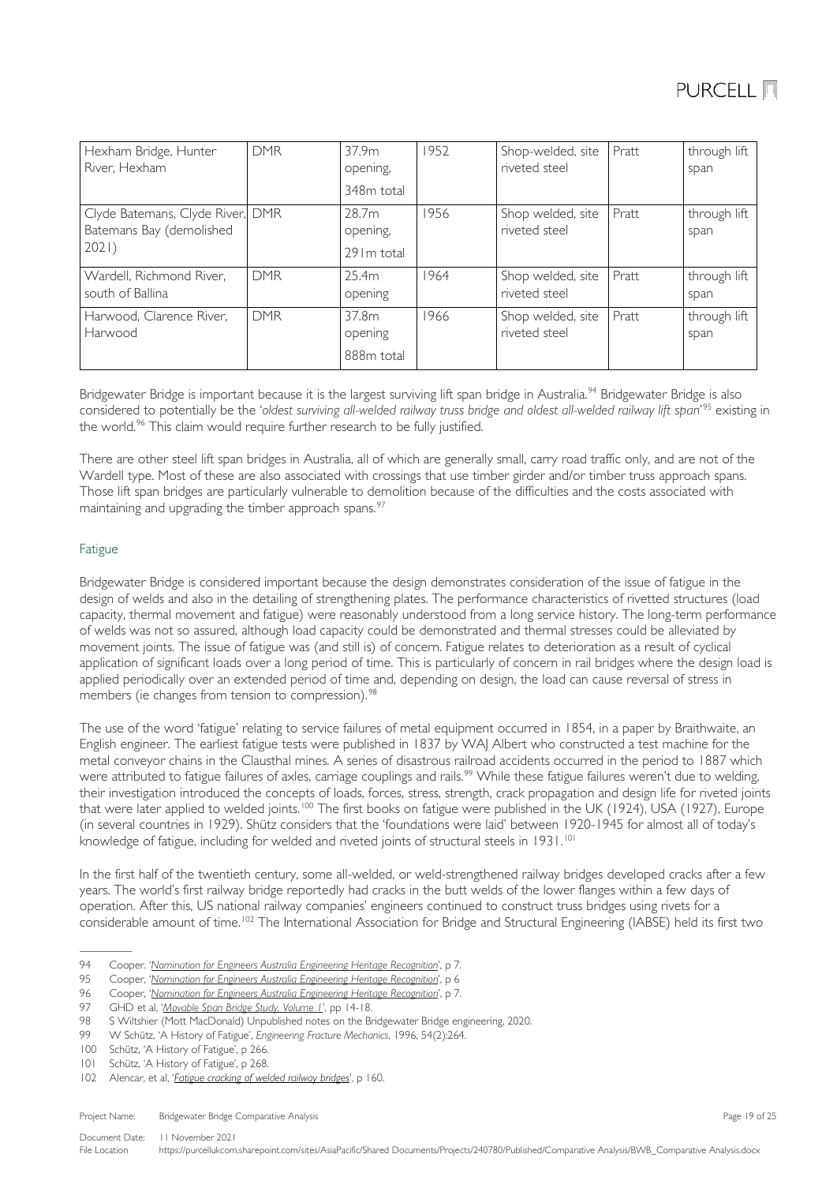| Hexham Bridge, Hunter River, Hexham | DMR | 37.9m opening, 348m total | 1952 | Shop-welded, site riveted steel | Pratt | through lift span |
|---|---|---|---|---|---|---|
| Clyde Batemans, Clyde River, Batemans Bay (demolished 2021) | DMR | 28.7m opening, 291m total | 1956 | Shop welded, site riveted steel | Pratt | through lift span |
| Wardell, Richmond River, south of Ballina | DMR | 25.4m opening | 1964 | Shop welded, site riveted steel | Pratt | through lift span |
| Harwood, Clarence River, Harwood | DMR | 37.8m opening 888m total | 1966 | Shop welded, site riveted steel | Pratt | through lift span |

Bridgewater Bridge is important because it is the largest surviving lift span bridge in Australia.[94] Bridgewater Bridge is also considered to potentially be the '*oldest surviving all-welded railway truss bridge and oldest all-welded railway lift span*'[95] existing in the world.[96] This claim would require further research to be fully justified.

There are other steel lift span bridges in Australia, all of which are generally small, carry road traffic only, and are not of the Wardell type. Most of these are also associated with crossings that use timber girder and/or timber truss approach spans. Those lift span bridges are particularly vulnerable to demolition because of the difficulties and the costs associated with maintaining and upgrading the timber approach spans.[97]

### Fatigue

Bridgewater Bridge is considered important because the design demonstrates consideration of the issue of fatigue in the design of welds and also in the detailing of strengthening plates. The performance characteristics of rivetted structures (load capacity, thermal movement and fatigue) were reasonably understood from a long service history. The long-term performance of welds was not so assured, although load capacity could be demonstrated and thermal stresses could be alleviated by movement joints. The issue of fatigue was (and still is) of concern. Fatigue relates to deterioration as a result of cyclical application of significant loads over a long period of time. This is particularly of concern in rail bridges where the design load is applied periodically over an extended period of time and, depending on design, the load can cause reversal of stress in members (ie changes from tension to compression).[98]

The use of the word 'fatigue' relating to service failures of metal equipment occurred in 1854, in a paper by Braithwaite, an English engineer. The earliest fatigue tests were published in 1837 by WAJ Albert who constructed a test machine for the metal conveyor chains in the Clausthal mines. A series of disastrous railroad accidents occurred in the period to 1887 which were attributed to fatigue failures of axles, carriage couplings and rails.[99] While these fatigue failures weren't due to welding, their investigation introduced the concepts of loads, forces, stress, strength, crack propagation and design life for riveted joints that were later applied to welded joints.[100] The first books on fatigue were published in the UK (1924), USA (1927), Europe (in several countries in 1929). Shütz considers that the 'foundations were laid' between 1920-1945 for almost all of today's knowledge of fatigue, including for welded and riveted joints of structural steels in 1931.[101]

In the first half of the twentieth century, some all-welded, or weld-strengthened railway bridges developed cracks after a few years. The world's first railway bridge reportedly had cracks in the butt welds of the lower flanges within a few days of operation. After this, US national railway companies' engineers continued to construct truss bridges using rivets for a considerable amount of time.[102] The International Association for Bridge and Structural Engineering (IABSE) held its first two

---

94 Cooper. '*Nomination for Engineers Australia Engineering Heritage Recognition*', p 7.
95 Cooper, '*Nomination for Engineers Australia Engineering Heritage Recognition*', p 6
96 Cooper, '*Nomination for Engineers Australia Engineering Heritage Recognition*', p 7.
97 GHD et al, '*Movable Span Bridge Study, Volume 1*', pp 14-18.
98 S Wiltshier (Mott MacDonald) Unpublished notes on the Bridgewater Bridge engineering, 2020.
99 W Schütz, 'A History of Fatigue', *Engineering Fracture Mechanics*, 1996, 54(2):264.
100 Schütz, 'A History of Fatigue', p 266.
101 Schütz, 'A History of Fatigue', p 268.
102 Alencar, et al, '*Fatigue cracking of welded railway bridges*', p 160.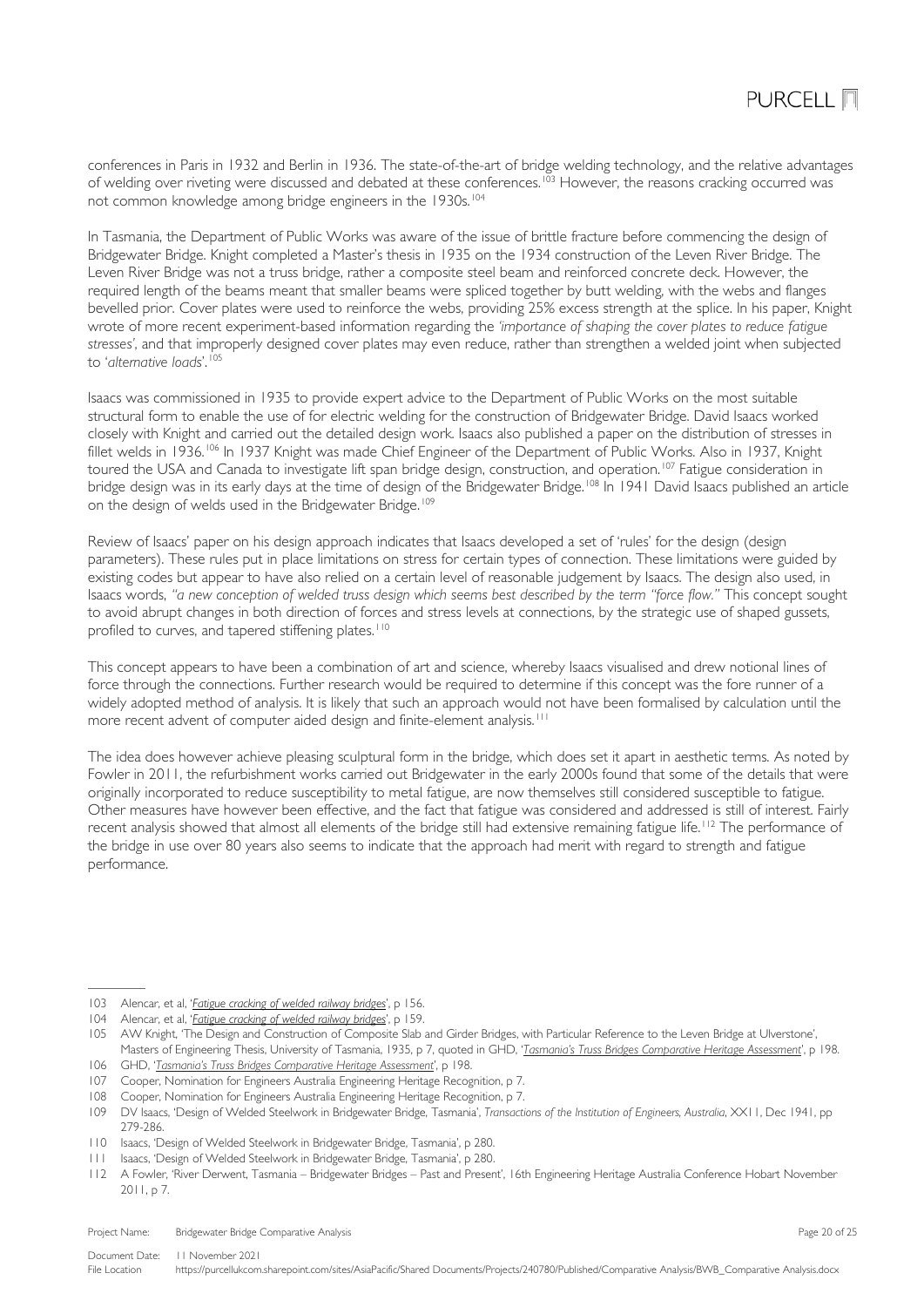conferences in Paris in 1932 and Berlin in 1936. The state-of-the-art of bridge welding technology, and the relative advantages of welding over riveting were discussed and debated at these conferences.[103] However, the reasons cracking occurred was not common knowledge among bridge engineers in the 1930s.[104]

In Tasmania, the Department of Public Works was aware of the issue of brittle fracture before commencing the design of Bridgewater Bridge. Knight completed a Master's thesis in 1935 on the 1934 construction of the Leven River Bridge. The Leven River Bridge was not a truss bridge, rather a composite steel beam and reinforced concrete deck. However, the required length of the beams meant that smaller beams were spliced together by butt welding, with the webs and flanges bevelled prior. Cover plates were used to reinforce the webs, providing 25% excess strength at the splice. In his paper, Knight wrote of more recent experiment-based information regarding the *'importance of shaping the cover plates to reduce fatigue stresses'*, and that improperly designed cover plates may even reduce, rather than strengthen a welded joint when subjected to *'alternative loads'*.[105]

Isaacs was commissioned in 1935 to provide expert advice to the Department of Public Works on the most suitable structural form to enable the use of for electric welding for the construction of Bridgewater Bridge. David Isaacs worked closely with Knight and carried out the detailed design work. Isaacs also published a paper on the distribution of stresses in fillet welds in 1936.[106] In 1937 Knight was made Chief Engineer of the Department of Public Works. Also in 1937, Knight toured the USA and Canada to investigate lift span bridge design, construction, and operation.[107] Fatigue consideration in bridge design was in its early days at the time of design of the Bridgewater Bridge.[108] In 1941 David Isaacs published an article on the design of welds used in the Bridgewater Bridge.[109]

Review of Isaacs' paper on his design approach indicates that Isaacs developed a set of 'rules' for the design (design parameters). These rules put in place limitations on stress for certain types of connection. These limitations were guided by existing codes but appear to have also relied on a certain level of reasonable judgement by Isaacs. The design also used, in Isaacs words, *"a new conception of welded truss design which seems best described by the term "force flow."* This concept sought to avoid abrupt changes in both direction of forces and stress levels at connections, by the strategic use of shaped gussets, profiled to curves, and tapered stiffening plates.[110]

This concept appears to have been a combination of art and science, whereby Isaacs visualised and drew notional lines of force through the connections. Further research would be required to determine if this concept was the fore runner of a widely adopted method of analysis. It is likely that such an approach would not have been formalised by calculation until the more recent advent of computer aided design and finite-element analysis.[111]

The idea does however achieve pleasing sculptural form in the bridge, which does set it apart in aesthetic terms. As noted by Fowler in 2011, the refurbishment works carried out Bridgewater in the early 2000s found that some of the details that were originally incorporated to reduce susceptibility to metal fatigue, are now themselves still considered susceptible to fatigue. Other measures have however been effective, and the fact that fatigue was considered and addressed is still of interest. Fairly recent analysis showed that almost all elements of the bridge still had extensive remaining fatigue life.[112] The performance of the bridge in use over 80 years also seems to indicate that the approach had merit with regard to strength and fatigue performance.

---

103 Alencar, et al, '*Fatigue cracking of welded railway bridges*', p 156.

104 Alencar, et al, '*Fatigue cracking of welded railway bridges*', p 159.

105 AW Knight, 'The Design and Construction of Composite Slab and Girder Bridges, with Particular Reference to the Leven Bridge at Ulverstone', Masters of Engineering Thesis, University of Tasmania, 1935, p 7, quoted in GHD, '*Tasmania's Truss Bridges Comparative Heritage Assessment*', p 198.

106 GHD, '*Tasmania's Truss Bridges Comparative Heritage Assessment*', p 198.

107 Cooper, Nomination for Engineers Australia Engineering Heritage Recognition, p 7.

108 Cooper, Nomination for Engineers Australia Engineering Heritage Recognition, p 7.

109 DV Isaacs, 'Design of Welded Steelwork in Bridgewater Bridge, Tasmania', *Transactions of the Institution of Engineers, Australia*, XXII, Dec 1941, pp 279-286.

110 Isaacs, 'Design of Welded Steelwork in Bridgewater Bridge, Tasmania', p 280.

111 Isaacs, 'Design of Welded Steelwork in Bridgewater Bridge, Tasmania', p 280.

112 A Fowler, 'River Derwent, Tasmania – Bridgewater Bridges – Past and Present', 16th Engineering Heritage Australia Conference Hobart November 2011, p 7.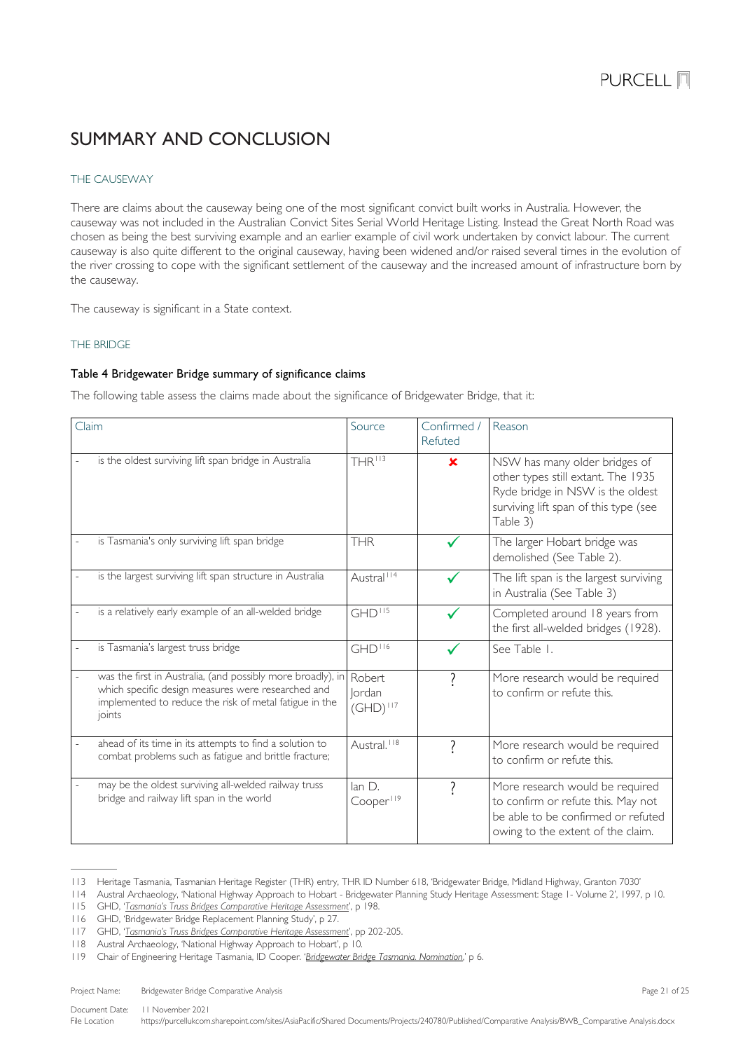# SUMMARY AND CONCLUSION

## THE CAUSEWAY

There are claims about the causeway being one of the most significant convict built works in Australia. However, the causeway was not included in the Australian Convict Sites Serial World Heritage Listing. Instead the Great North Road was chosen as being the best surviving example and an earlier example of civil work undertaken by convict labour. The current causeway is also quite different to the original causeway, having been widened and/or raised several times in the evolution of the river crossing to cope with the significant settlement of the causeway and the increased amount of infrastructure born by the causeway.

The causeway is significant in a State context.

## THE BRIDGE

**Table 4 Bridgewater Bridge summary of significance claims**

The following table assess the claims made about the significance of Bridgewater Bridge, that it:

| Claim | Source | Confirmed / Refuted | Reason |
|---|---|---|---|
| - is the oldest surviving lift span bridge in Australia | THR[113] | ✘ | NSW has many older bridges of other types still extant. The 1935 Ryde bridge in NSW is the oldest surviving lift span of this type (see Table 3) |
| - is Tasmania's only surviving lift span bridge | THR | ✓ | The larger Hobart bridge was demolished (See Table 2). |
| - is the largest surviving lift span structure in Australia | Austral[114] | ✓ | The lift span is the largest surviving in Australia (See Table 3) |
| - is a relatively early example of an all-welded bridge | GHD[115] | ✓ | Completed around 18 years from the first all-welded bridges (1928). |
| - is Tasmania's largest truss bridge | GHD[116] | ✓ | See Table 1. |
| - was the first in Australia, (and possibly more broadly), in which specific design measures were researched and implemented to reduce the risk of metal fatigue in the joints | Robert Jordan (GHD)[117] | ? | More research would be required to confirm or refute this. |
| - ahead of its time in its attempts to find a solution to combat problems such as fatigue and brittle fracture; | Austral.[118] | ? | More research would be required to confirm or refute this. |
| - may be the oldest surviving all-welded railway truss bridge and railway lift span in the world | Ian D. Cooper[119] | ? | More research would be required to confirm or refute this. May not be able to be confirmed or refuted owing to the extent of the claim. |

---

113 Heritage Tasmania, Tasmanian Heritage Register (THR) entry, THR ID Number 618, 'Bridgewater Bridge, Midland Highway, Granton 7030'

114 Austral Archaeology, 'National Highway Approach to Hobart - Bridgewater Planning Study Heritage Assessment: Stage 1- Volume 2', 1997, p 10.

115 GHD, '*Tasmania's Truss Bridges Comparative Heritage Assessment*', p 198.

116 GHD, 'Bridgewater Bridge Replacement Planning Study', p 27.

117 GHD, '*Tasmania's Truss Bridges Comparative Heritage Assessment*', pp 202-205.

118 Austral Archaeology, 'National Highway Approach to Hobart', p 10.

119 Chair of Engineering Heritage Tasmania, ID Cooper. '*Bridgewater Bridge Tasmania. Nomination*,' p 6.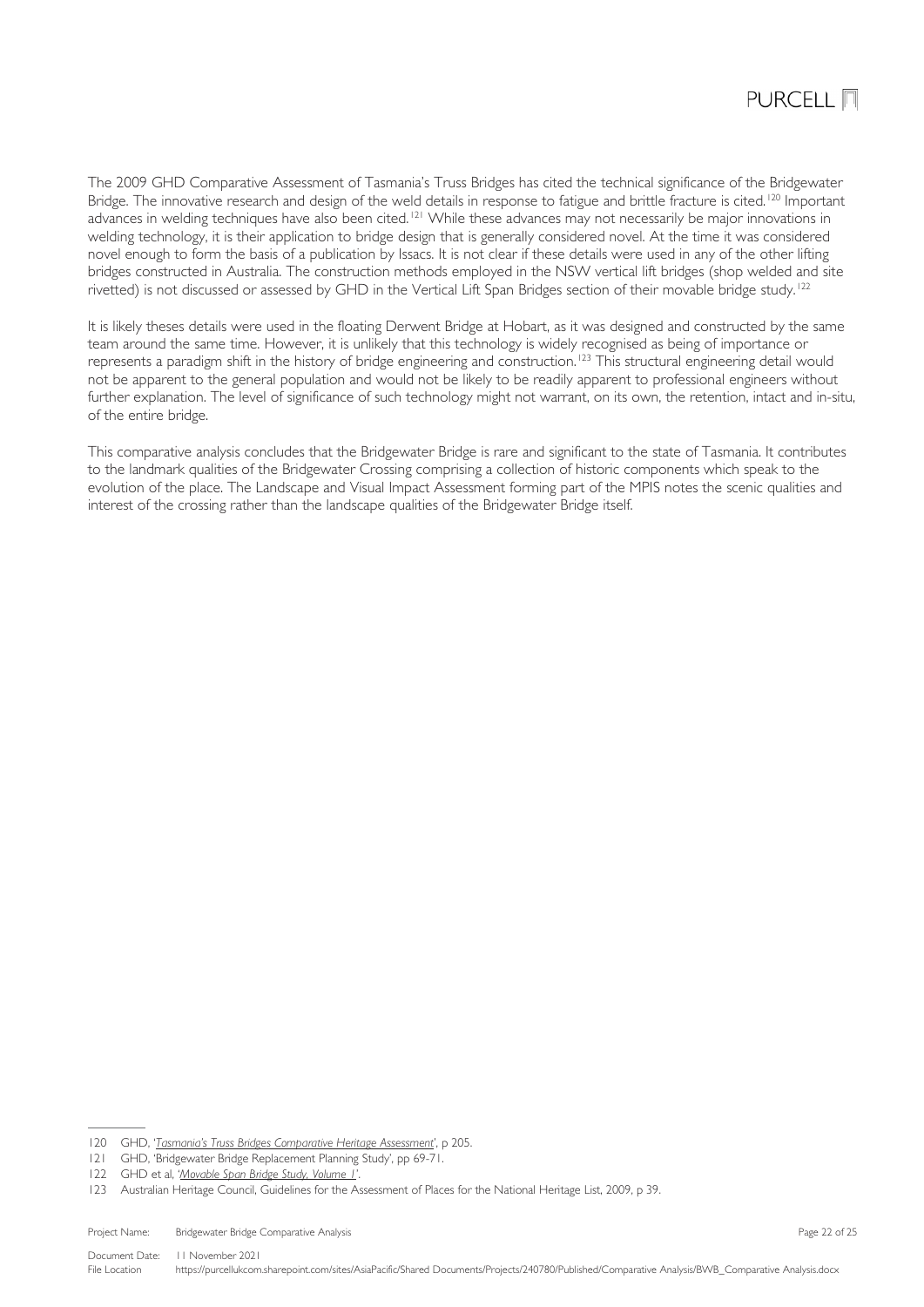The 2009 GHD Comparative Assessment of Tasmania's Truss Bridges has cited the technical significance of the Bridgewater Bridge. The innovative research and design of the weld details in response to fatigue and brittle fracture is cited.[120] Important advances in welding techniques have also been cited.[121] While these advances may not necessarily be major innovations in welding technology, it is their application to bridge design that is generally considered novel. At the time it was considered novel enough to form the basis of a publication by Issacs. It is not clear if these details were used in any of the other lifting bridges constructed in Australia. The construction methods employed in the NSW vertical lift bridges (shop welded and site rivetted) is not discussed or assessed by GHD in the Vertical Lift Span Bridges section of their movable bridge study.[122]

It is likely theses details were used in the floating Derwent Bridge at Hobart, as it was designed and constructed by the same team around the same time. However, it is unlikely that this technology is widely recognised as being of importance or represents a paradigm shift in the history of bridge engineering and construction.[123] This structural engineering detail would not be apparent to the general population and would not be likely to be readily apparent to professional engineers without further explanation. The level of significance of such technology might not warrant, on its own, the retention, intact and in-situ, of the entire bridge.

This comparative analysis concludes that the Bridgewater Bridge is rare and significant to the state of Tasmania. It contributes to the landmark qualities of the Bridgewater Crossing comprising a collection of historic components which speak to the evolution of the place. The Landscape and Visual Impact Assessment forming part of the MPIS notes the scenic qualities and interest of the crossing rather than the landscape qualities of the Bridgewater Bridge itself.

---

120 GHD, '*Tasmania's Truss Bridges Comparative Heritage Assessment*', p 205.

121 GHD, 'Bridgewater Bridge Replacement Planning Study', pp 69-71.

122 GHD et al, '*Movable Span Bridge Study, Volume 1*'.

123 Australian Heritage Council, Guidelines for the Assessment of Places for the National Heritage List, 2009, p 39.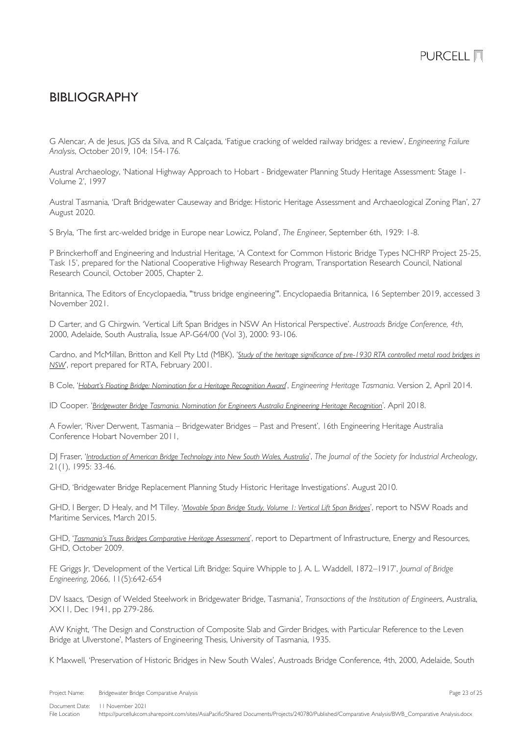# BIBLIOGRAPHY

G Alencar, A de Jesus, JGS da Silva, and R Calçada, 'Fatigue cracking of welded railway bridges: a review', *Engineering Failure Analysis*, October 2019, 104: 154-176.

Austral Archaeology, 'National Highway Approach to Hobart - Bridgewater Planning Study Heritage Assessment: Stage 1- Volume 2', 1997

Austral Tasmania, 'Draft Bridgewater Causeway and Bridge: Historic Heritage Assessment and Archaeological Zoning Plan', 27 August 2020.

S Bryla, 'The first arc-welded bridge in Europe near Lowicz, Poland', *The Engineer*, September 6th, 1929: 1-8.

P Brinckerhoff and Engineering and Industrial Heritage, 'A Context for Common Historic Bridge Types NCHRP Project 25-25, Task 15', prepared for the National Cooperative Highway Research Program, Transportation Research Council, National Research Council, October 2005, Chapter 2.

Britannica, The Editors of Encyclopaedia, '"truss bridge engineering"'. Encyclopaedia Britannica, 16 September 2019, accessed 3 November 2021.

D Carter, and G Chirgwin. 'Vertical Lift Span Bridges in NSW An Historical Perspective'. *Austroads Bridge Conference, 4th*, 2000, Adelaide, South Australia, Issue AP-G64/00 (Vol 3), 2000: 93-106.

Cardno, and McMillan, Britton and Kell Pty Ltd (MBK), '*Study of the heritage significance of pre-1930 RTA controlled metal road bridges in NSW*', report prepared for RTA, February 2001.

B Cole, '*Hobart's Floating Bridge: Nomination for a Heritage Recognition Award*', *Engineering Heritage Tasmania*. Version 2, April 2014.

ID Cooper. '*Bridgewater Bridge Tasmania. Nomination for Engineers Australia Engineering Heritage Recognition*'. April 2018.

A Fowler, 'River Derwent, Tasmania – Bridgewater Bridges – Past and Present', 16th Engineering Heritage Australia Conference Hobart November 2011,

DJ Fraser, '*Introduction of American Bridge Technology into New South Wales, Australia*', *The Journal of the Society for Industrial Archeology*, 21(1), 1995: 33-46.

GHD, 'Bridgewater Bridge Replacement Planning Study Historic Heritage Investigations'. August 2010.

GHD, I Berger, D Healy, and M Tilley. '*Movable Span Bridge Study, Volume 1: Vertical Lift Span Bridges*', report to NSW Roads and Maritime Services, March 2015.

GHD, '*Tasmania's Truss Bridges Comparative Heritage Assessment*', report to Department of Infrastructure, Energy and Resources, GHD, October 2009.

FE Griggs Jr, 'Development of the Vertical Lift Bridge: Squire Whipple to J. A. L. Waddell, 1872–1917', *Journal of Bridge Engineering*, 2066, 11(5):642-654

DV Isaacs, 'Design of Welded Steelwork in Bridgewater Bridge, Tasmania', *Transactions of the Institution of Engineers*, Australia, XX11, Dec 1941, pp 279-286.

AW Knight, 'The Design and Construction of Composite Slab and Girder Bridges, with Particular Reference to the Leven Bridge at Ulverstone', Masters of Engineering Thesis, University of Tasmania, 1935.

K Maxwell, 'Preservation of Historic Bridges in New South Wales', Austroads Bridge Conference, 4th, 2000, Adelaide, South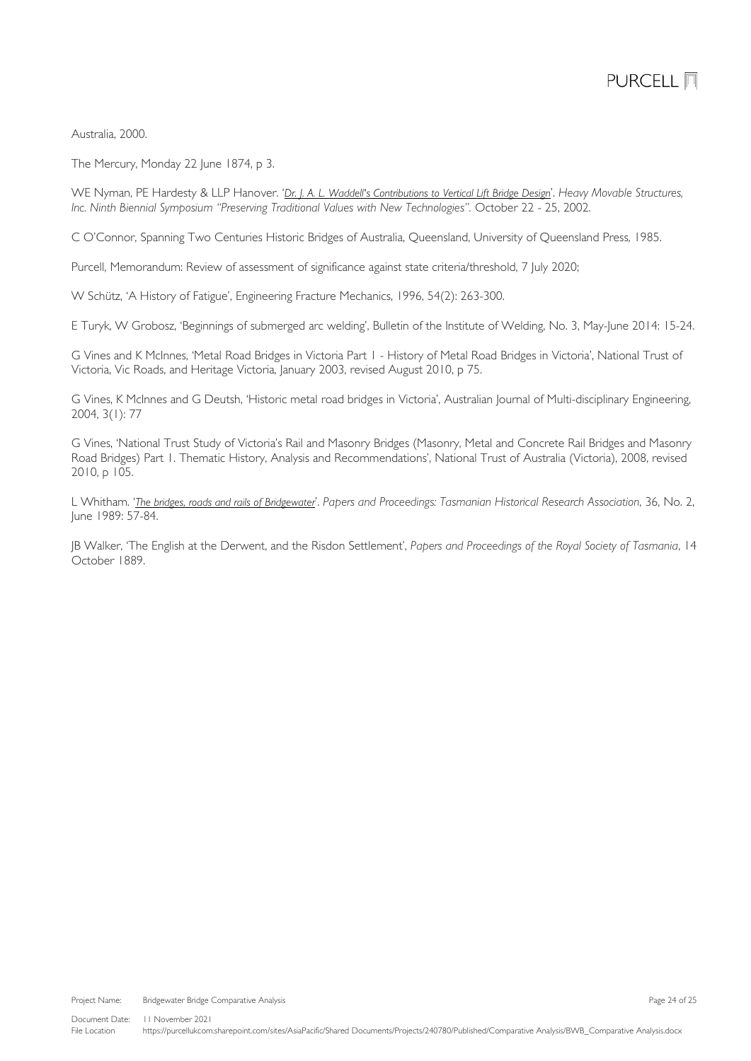Australia, 2000.

The Mercury, Monday 22 June 1874, p 3.

WE Nyman, PE Hardesty & LLP Hanover. '[Dr. J. A. L. Waddell's Contributions to Vertical Lift Bridge Design](#)'. *Heavy Movable Structures, Inc. Ninth Biennial Symposium "Preserving Traditional Values with New Technologies".* October 22 - 25, 2002.

C O'Connor, Spanning Two Centuries Historic Bridges of Australia, Queensland, University of Queensland Press, 1985.

Purcell, Memorandum: Review of assessment of significance against state criteria/threshold, 7 July 2020;

W Schütz, 'A History of Fatigue', Engineering Fracture Mechanics, 1996, 54(2): 263-300.

E Turyk, W Grobosz, 'Beginnings of submerged arc welding', Bulletin of the Institute of Welding, No. 3, May-June 2014: 15-24.

G Vines and K McInnes, 'Metal Road Bridges in Victoria Part 1 - History of Metal Road Bridges in Victoria', National Trust of Victoria, Vic Roads, and Heritage Victoria, January 2003, revised August 2010, p 75.

G Vines, K McInnes and G Deutsh, 'Historic metal road bridges in Victoria', Australian Journal of Multi-disciplinary Engineering, 2004, 3(1): 77

G Vines, 'National Trust Study of Victoria's Rail and Masonry Bridges (Masonry, Metal and Concrete Rail Bridges and Masonry Road Bridges) Part 1. Thematic History, Analysis and Recommendations', National Trust of Australia (Victoria), 2008, revised 2010, p 105.

L Whitham. '[The bridges, roads and rails of Bridgewater](#)'. *Papers and Proceedings: Tasmanian Historical Research Association*, 36, No. 2, June 1989: 57-84.

JB Walker, 'The English at the Derwent, and the Risdon Settlement', *Papers and Proceedings of the Royal Society of Tasmania*, 14 October 1889.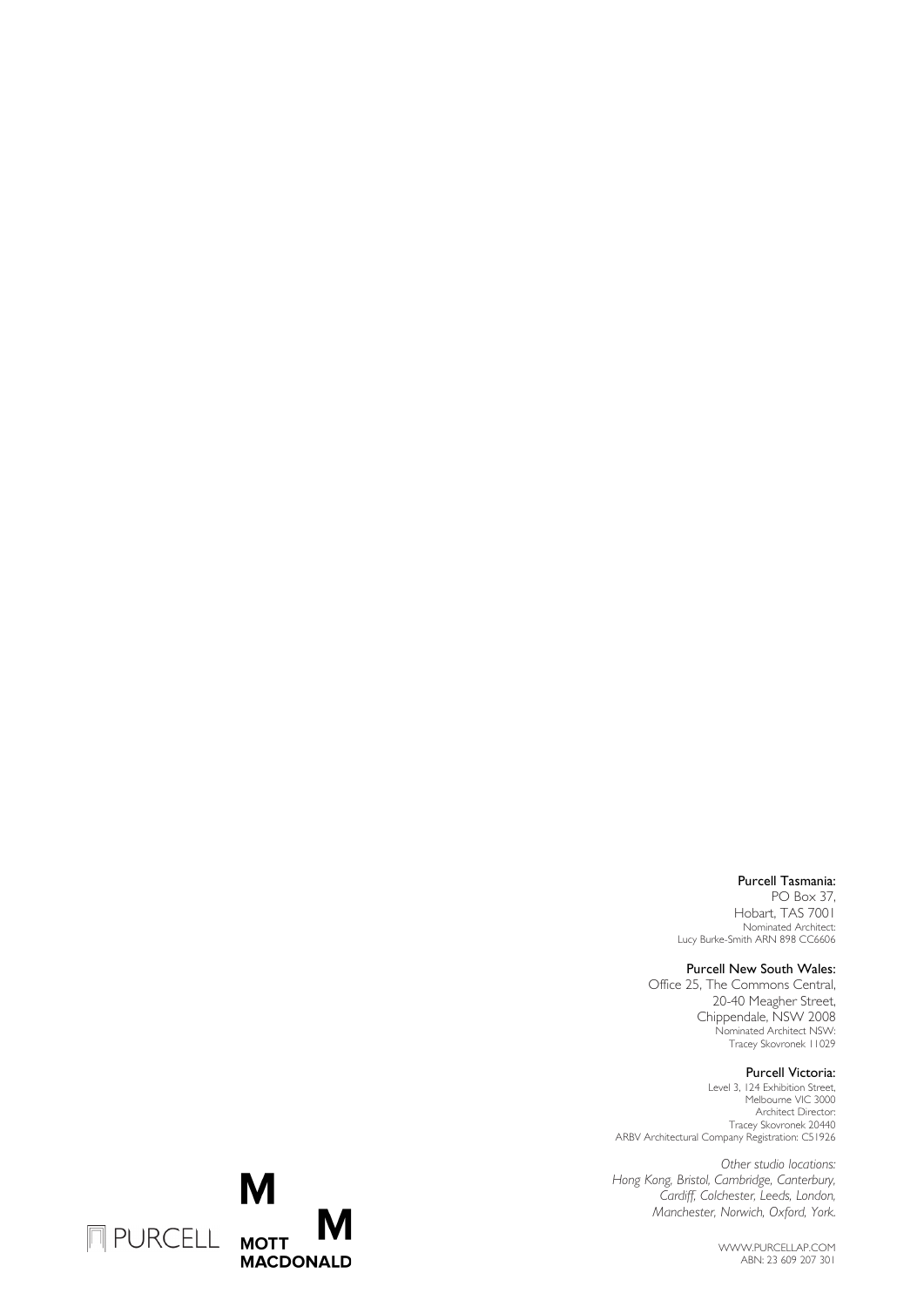**Purcell Tasmania:**
PO Box 37,
Hobart, TAS 7001
Nominated Architect:
Lucy Burke-Smith ARN 898 CC6606

**Purcell New South Wales:**
Office 25, The Commons Central,
20-40 Meagher Street,
Chippendale, NSW 2008
Nominated Architect NSW:
Tracey Skovronek 11029

**Purcell Victoria:**
Level 3, 124 Exhibition Street,
Melbourne VIC 3000
Architect Director:
Tracey Skovronek 20440
ARBV Architectural Company Registration: C51926

*Other studio locations:*
*Hong Kong, Bristol, Cambridge, Canterbury, Cardiff, Colchester, Leeds, London, Manchester, Norwich, Oxford, York.*

WWW.PURCELLAP.COM
ABN: 23 609 207 301

PURCELL

MOTT MACDONALD